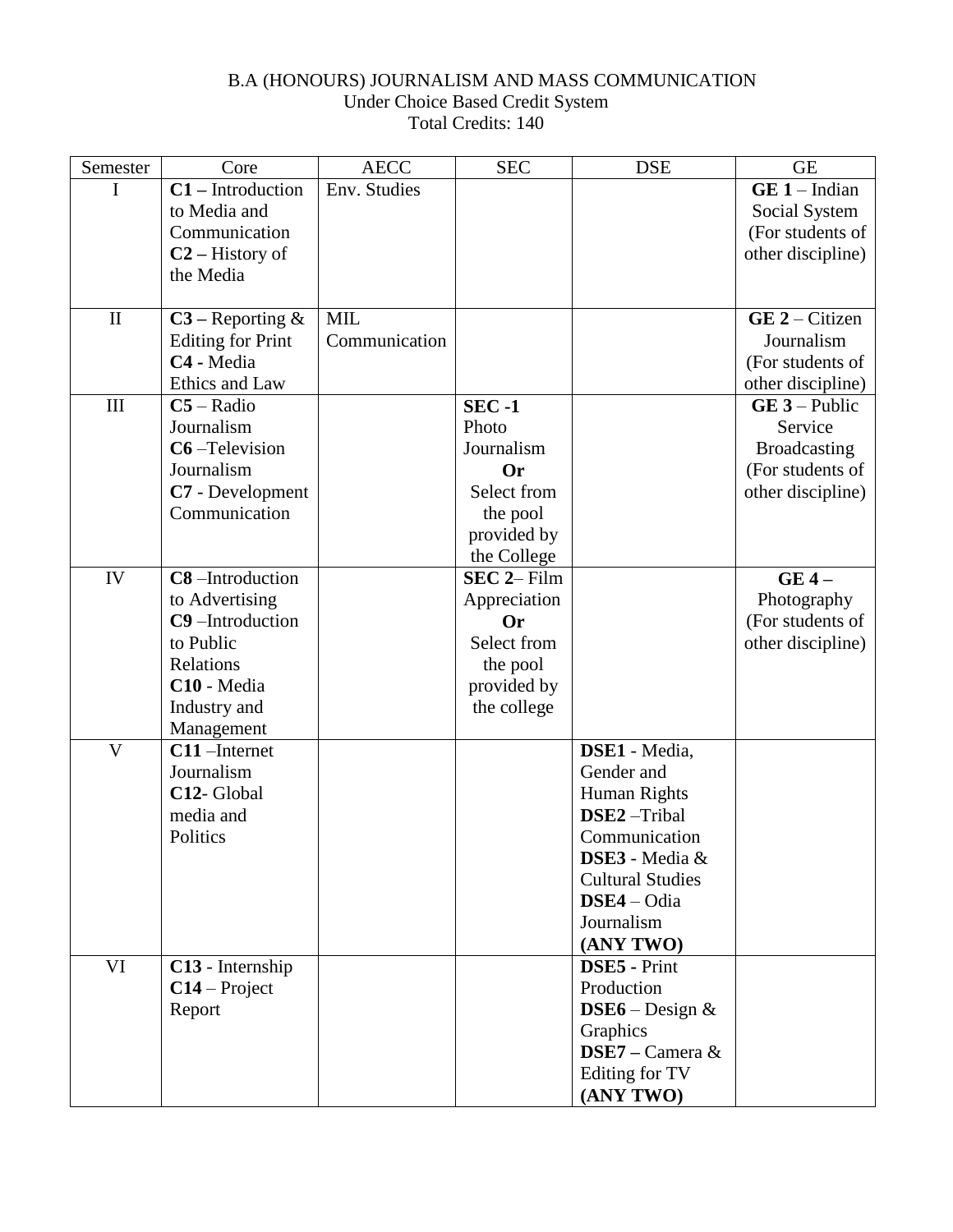B.A (HONOURS) JOURNALISM AND MASS COMMUNICATION

Under Choice Based Credit System

Total Credits: 140

| Semester | Core | AECC | SEC | DSE | GE |
|---|---|---|---|---|---|
| I | **C1** – Introduction to Media and Communication<br>**C2** – History of the Media | Env. Studies | | | **GE 1** – Indian Social System (For students of other discipline) |
| II | **C3** – Reporting & Editing for Print<br>**C4** - Media Ethics and Law | MIL Communication | | | **GE 2** – Citizen Journalism (For students of other discipline) |
| III | **C5** – Radio Journalism<br>**C6** –Television Journalism<br>**C7** - Development Communication | | **SEC -1** Photo Journalism **Or** Select from the pool provided by the College | | **GE 3** – Public Service Broadcasting (For students of other discipline) |
| IV | **C8** –Introduction to Advertising<br>**C9** –Introduction to Public Relations<br>**C10** - Media Industry and Management | | **SEC 2**– Film Appreciation **Or** Select from the pool provided by the college | | **GE 4** – Photography (For students of other discipline) |
| V | **C11** –Internet Journalism<br>**C12**- Global media and Politics | | | **DSE1** - Media, Gender and Human Rights<br>**DSE2** –Tribal Communication<br>**DSE3** - Media & Cultural Studies<br>**DSE4** – Odia Journalism<br>**(ANY TWO)** | |
| VI | **C13** - Internship<br>**C14** – Project Report | | | **DSE5 -** Print Production<br>**DSE6** – Design & Graphics<br>**DSE7** – Camera & Editing for TV<br>**(ANY TWO)** | |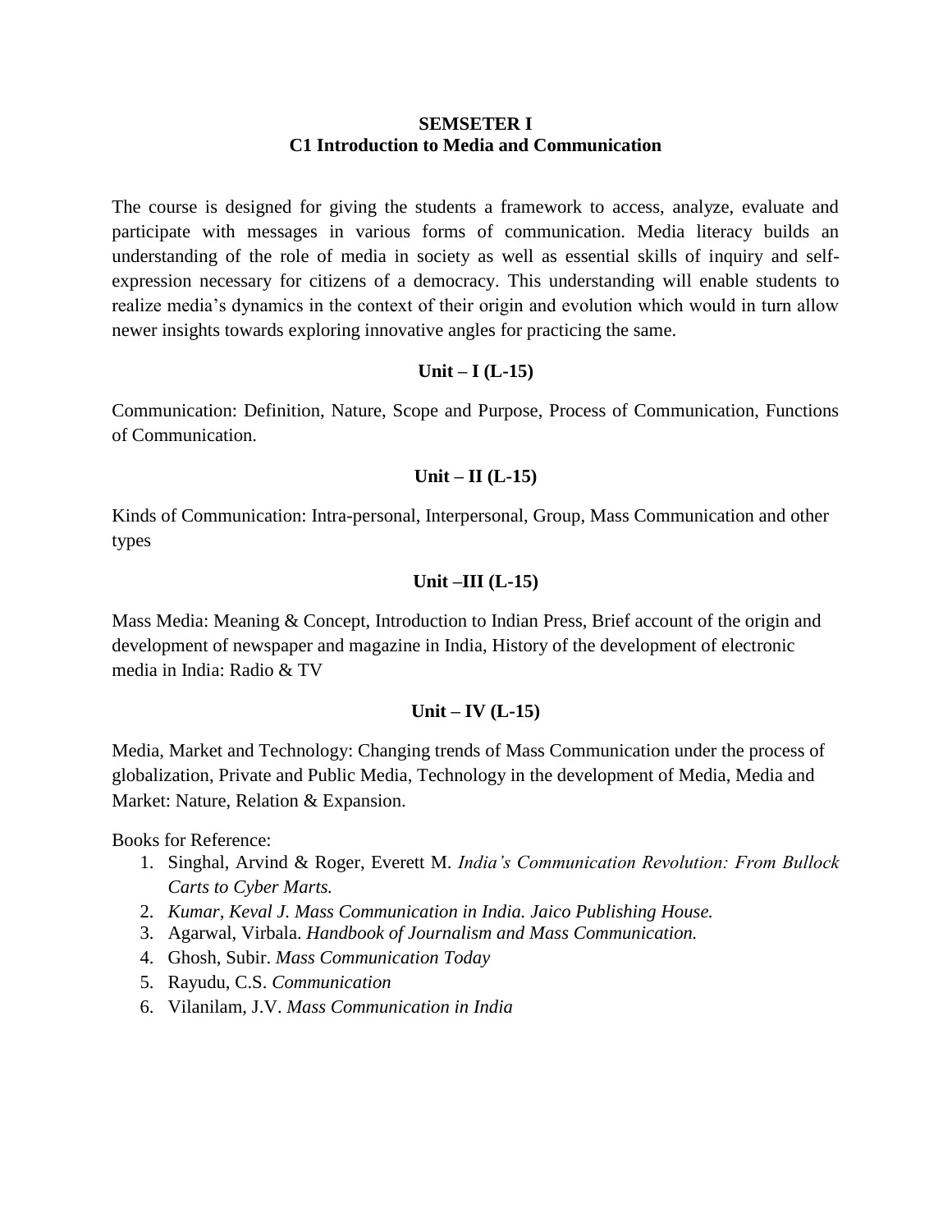**SEMSETER I**
**C1 Introduction to Media and Communication**

The course is designed for giving the students a framework to access, analyze, evaluate and participate with messages in various forms of communication. Media literacy builds an understanding of the role of media in society as well as essential skills of inquiry and self-expression necessary for citizens of a democracy. This understanding will enable students to realize media's dynamics in the context of their origin and evolution which would in turn allow newer insights towards exploring innovative angles for practicing the same.

**Unit – I (L-15)**

Communication: Definition, Nature, Scope and Purpose, Process of Communication, Functions of Communication.

**Unit – II (L-15)**

Kinds of Communication: Intra-personal, Interpersonal, Group, Mass Communication and other types

**Unit –III (L-15)**

Mass Media: Meaning & Concept, Introduction to Indian Press, Brief account of the origin and development of newspaper and magazine in India, History of the development of electronic media in India: Radio & TV

**Unit – IV (L-15)**

Media, Market and Technology: Changing trends of Mass Communication under the process of globalization, Private and Public Media, Technology in the development of Media, Media and Market: Nature, Relation & Expansion.

Books for Reference:

1. Singhal, Arvind & Roger, Everett M. *India's Communication Revolution: From Bullock Carts to Cyber Marts.*
2. *Kumar, Keval J. Mass Communication in India. Jaico Publishing House.*
3. Agarwal, Virbala. *Handbook of Journalism and Mass Communication.*
4. Ghosh, Subir. *Mass Communication Today*
5. Rayudu, C.S. *Communication*
6. Vilanilam, J.V. *Mass Communication in India*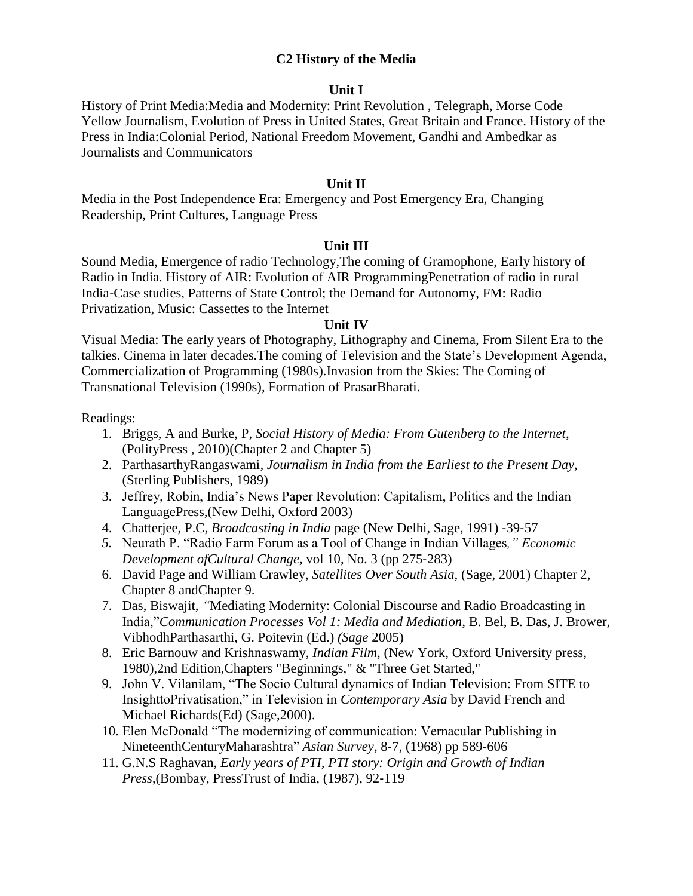## C2 History of the Media

### Unit I

History of Print Media:Media and Modernity: Print Revolution , Telegraph, Morse Code Yellow Journalism, Evolution of Press in United States, Great Britain and France. History of the Press in India:Colonial Period, National Freedom Movement, Gandhi and Ambedkar as Journalists and Communicators

### Unit II

Media in the Post Independence Era: Emergency and Post Emergency Era, Changing Readership, Print Cultures, Language Press

### Unit III

Sound Media, Emergence of radio Technology,The coming of Gramophone, Early history of Radio in India. History of AIR: Evolution of AIR ProgrammingPenetration of radio in rural India-Case studies, Patterns of State Control; the Demand for Autonomy, FM: Radio Privatization, Music: Cassettes to the Internet

### Unit IV

Visual Media: The early years of Photography, Lithography and Cinema, From Silent Era to the talkies. Cinema in later decades.The coming of Television and the State's Development Agenda, Commercialization of Programming (1980s).Invasion from the Skies: The Coming of Transnational Television (1990s), Formation of PrasarBharati.

Readings:

1. Briggs, A and Burke, P, *Social History of Media: From Gutenberg to the Internet*, (PolityPress , 2010)(Chapter 2 and Chapter 5)
2. ParthasarthyRangaswami, *Journalism in India from the Earliest to the Present Day*, (Sterling Publishers, 1989)
3. Jeffrey, Robin, India's News Paper Revolution: Capitalism, Politics and the Indian LanguagePress,(New Delhi, Oxford 2003)
4. Chatterjee, P.C, *Broadcasting in India* page (New Delhi, Sage, 1991) -39-57
5. Neurath P. "Radio Farm Forum as a Tool of Change in Indian Villages*," Economic Development ofCultural Change,* vol 10, No. 3 (pp 275-283)
6. David Page and William Crawley, *Satellites Over South Asia,* (Sage, 2001) Chapter 2, Chapter 8 andChapter 9.
7. Das, Biswajit, *"*Mediating Modernity: Colonial Discourse and Radio Broadcasting in India,"*Communication Processes Vol 1: Media and Mediation*, B. Bel, B. Das, J. Brower, VibhodhParthasarthi, G. Poitevin (Ed.) *(Sage* 2005)
8. Eric Barnouw and Krishnaswamy, *Indian Film,* (New York, Oxford University press, 1980),2nd Edition,Chapters "Beginnings," & "Three Get Started,"
9. John V. Vilanilam, "The Socio Cultural dynamics of Indian Television: From SITE to InsighttoPrivatisation," in Television in *Contemporary Asia* by David French and Michael Richards(Ed) (Sage,2000).
10. Elen McDonald "The modernizing of communication: Vernacular Publishing in NineteenthCenturyMaharashtra" *Asian Survey*, 8-7, (1968) pp 589-606
11. G.N.S Raghavan, *Early years of PTI, PTI story: Origin and Growth of Indian Press*,(Bombay, PressTrust of India, (1987), 92-119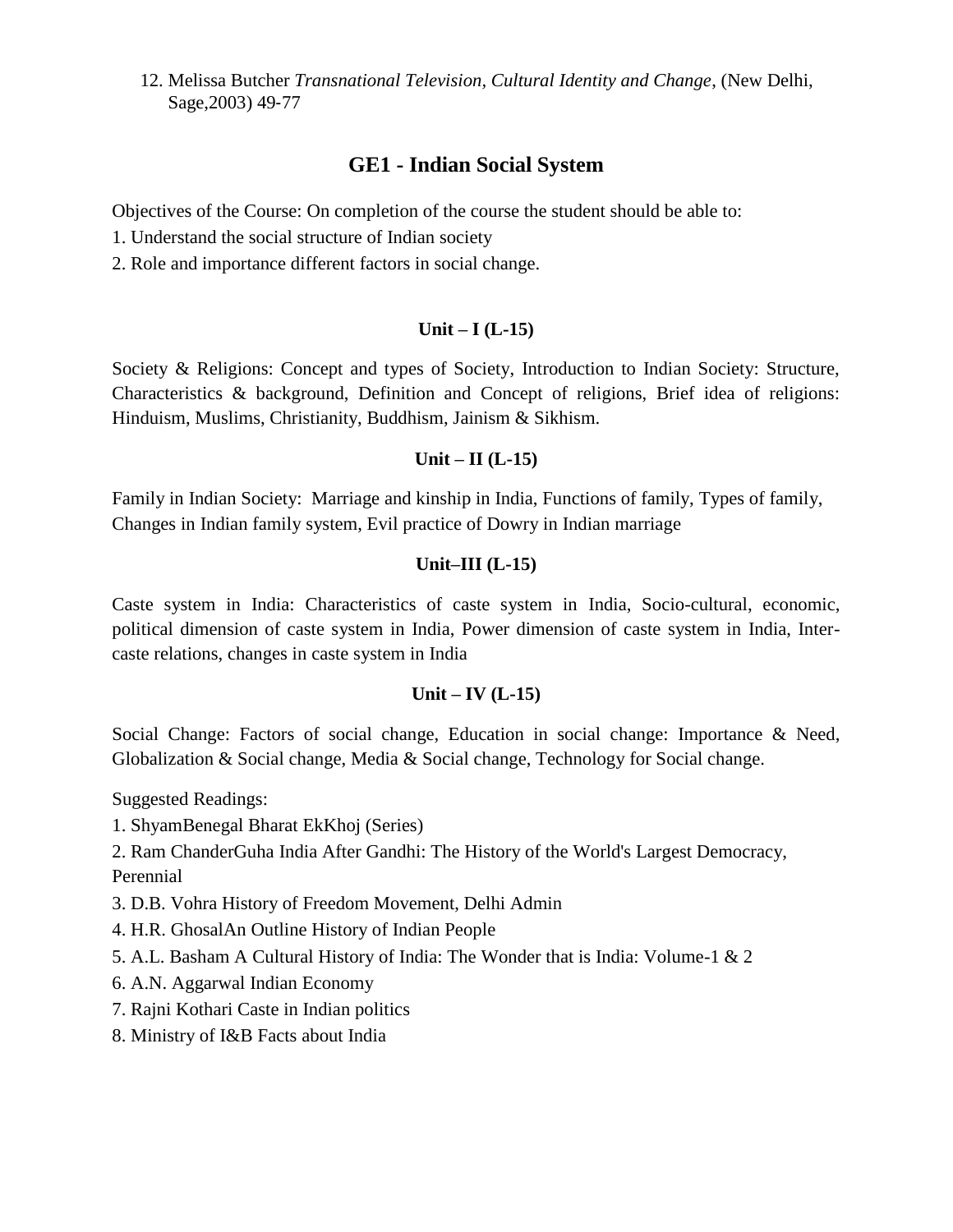12. Melissa Butcher *Transnational Television, Cultural Identity and Change*, (New Delhi, Sage,2003) 49-77

## GE1 - Indian Social System

Objectives of the Course: On completion of the course the student should be able to:

1. Understand the social structure of Indian society
2. Role and importance different factors in social change.

### Unit – I (L-15)

Society & Religions: Concept and types of Society, Introduction to Indian Society: Structure, Characteristics & background, Definition and Concept of religions, Brief idea of religions: Hinduism, Muslims, Christianity, Buddhism, Jainism & Sikhism.

### Unit – II (L-15)

Family in Indian Society: Marriage and kinship in India, Functions of family, Types of family, Changes in Indian family system, Evil practice of Dowry in Indian marriage

### Unit–III (L-15)

Caste system in India: Characteristics of caste system in India, Socio-cultural, economic, political dimension of caste system in India, Power dimension of caste system in India, Inter-caste relations, changes in caste system in India

### Unit – IV (L-15)

Social Change: Factors of social change, Education in social change: Importance & Need, Globalization & Social change, Media & Social change, Technology for Social change.

Suggested Readings:

1. ShyamBenegal Bharat EkKhoj (Series)
2. Ram ChanderGuha India After Gandhi: The History of the World's Largest Democracy, Perennial
3. D.B. Vohra History of Freedom Movement, Delhi Admin
4. H.R. GhosalAn Outline History of Indian People
5. A.L. Basham A Cultural History of India: The Wonder that is India: Volume-1 & 2
6. A.N. Aggarwal Indian Economy
7. Rajni Kothari Caste in Indian politics
8. Ministry of I&B Facts about India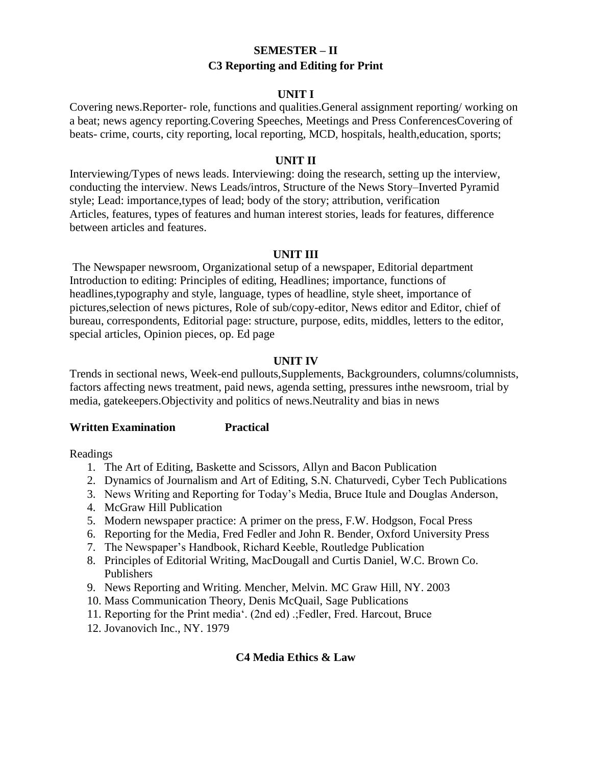## SEMESTER – II

## C3 Reporting and Editing for Print

### UNIT I

Covering news.Reporter- role, functions and qualities.General assignment reporting/ working on a beat; news agency reporting.Covering Speeches, Meetings and Press ConferencesCovering of beats- crime, courts, city reporting, local reporting, MCD, hospitals, health,education, sports;

### UNIT II

Interviewing/Types of news leads. Interviewing: doing the research, setting up the interview, conducting the interview. News Leads/intros, Structure of the News Story–Inverted Pyramid style; Lead: importance,types of lead; body of the story; attribution, verification
Articles, features, types of features and human interest stories, leads for features, difference between articles and features.

### UNIT III

The Newspaper newsroom, Organizational setup of a newspaper, Editorial department Introduction to editing: Principles of editing, Headlines; importance, functions of headlines,typography and style, language, types of headline, style sheet, importance of pictures,selection of news pictures, Role of sub/copy-editor, News editor and Editor, chief of bureau, correspondents, Editorial page: structure, purpose, edits, middles, letters to the editor, special articles, Opinion pieces, op. Ed page

### UNIT IV

Trends in sectional news, Week-end pullouts,Supplements, Backgrounders, columns/columnists, factors affecting news treatment, paid news, agenda setting, pressures inthe newsroom, trial by media, gatekeepers.Objectivity and politics of news.Neutrality and bias in news

**Written Examination Practical**

Readings

1. The Art of Editing, Baskette and Scissors, Allyn and Bacon Publication
2. Dynamics of Journalism and Art of Editing, S.N. Chaturvedi, Cyber Tech Publications
3. News Writing and Reporting for Today's Media, Bruce Itule and Douglas Anderson,
4. McGraw Hill Publication
5. Modern newspaper practice: A primer on the press, F.W. Hodgson, Focal Press
6. Reporting for the Media, Fred Fedler and John R. Bender, Oxford University Press
7. The Newspaper's Handbook, Richard Keeble, Routledge Publication
8. Principles of Editorial Writing, MacDougall and Curtis Daniel, W.C. Brown Co. Publishers
9. News Reporting and Writing. Mencher, Melvin. MC Graw Hill, NY. 2003
10. Mass Communication Theory, Denis McQuail, Sage Publications
11. Reporting for the Print media'. (2nd ed) .;Fedler, Fred. Harcout, Bruce
12. Jovanovich Inc., NY. 1979

## C4 Media Ethics & Law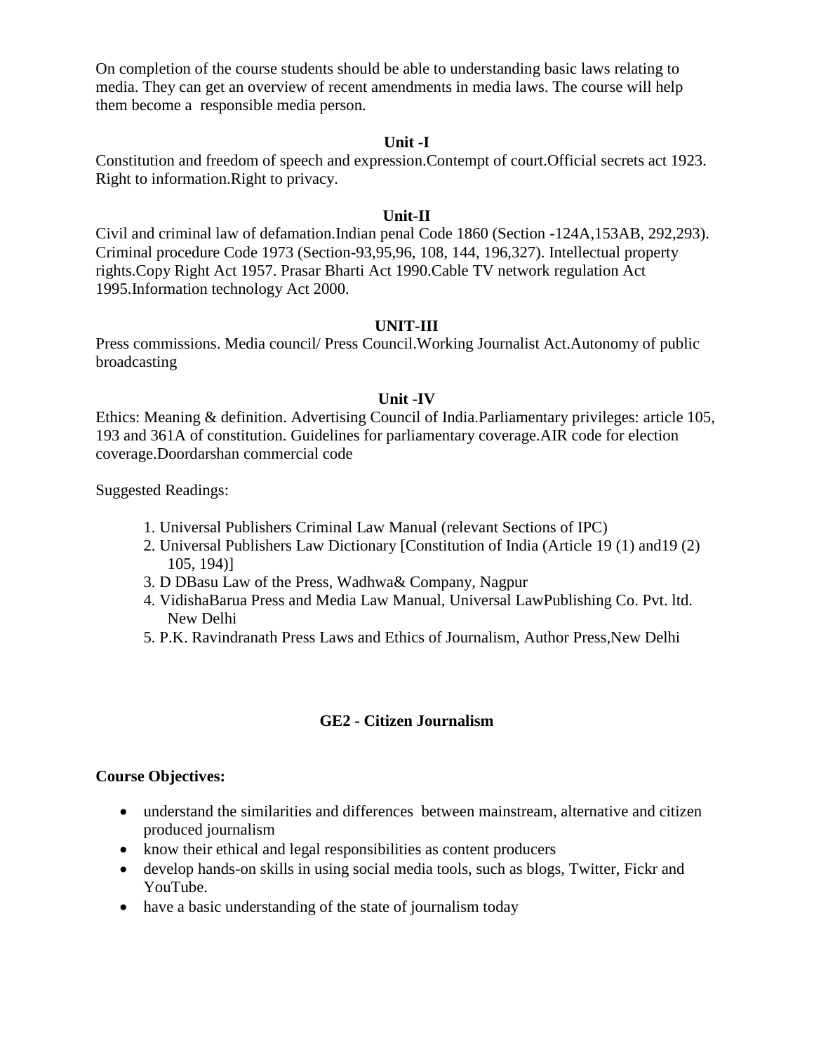On completion of the course students should be able to understanding basic laws relating to media. They can get an overview of recent amendments in media laws. The course will help them become a responsible media person.

**Unit -I**

Constitution and freedom of speech and expression.Contempt of court.Official secrets act 1923. Right to information.Right to privacy.

**Unit-II**

Civil and criminal law of defamation.Indian penal Code 1860 (Section -124A,153AB, 292,293). Criminal procedure Code 1973 (Section-93,95,96, 108, 144, 196,327). Intellectual property rights.Copy Right Act 1957. Prasar Bharti Act 1990.Cable TV network regulation Act 1995.Information technology Act 2000.

**UNIT-III**

Press commissions. Media council/ Press Council.Working Journalist Act.Autonomy of public broadcasting

**Unit -IV**

Ethics: Meaning & definition. Advertising Council of India.Parliamentary privileges: article 105, 193 and 361A of constitution. Guidelines for parliamentary coverage.AIR code for election coverage.Doordarshan commercial code

Suggested Readings:

1. Universal Publishers Criminal Law Manual (relevant Sections of IPC)
2. Universal Publishers Law Dictionary [Constitution of India (Article 19 (1) and19 (2) 105, 194)]
3. D DBasu Law of the Press, Wadhwa& Company, Nagpur
4. VidishaBarua Press and Media Law Manual, Universal LawPublishing Co. Pvt. ltd. New Delhi
5. P.K. Ravindranath Press Laws and Ethics of Journalism, Author Press,New Delhi

## GE2 - Citizen Journalism

**Course Objectives:**

- understand the similarities and differences between mainstream, alternative and citizen produced journalism
- know their ethical and legal responsibilities as content producers
- develop hands-on skills in using social media tools, such as blogs, Twitter, Fickr and YouTube.
- have a basic understanding of the state of journalism today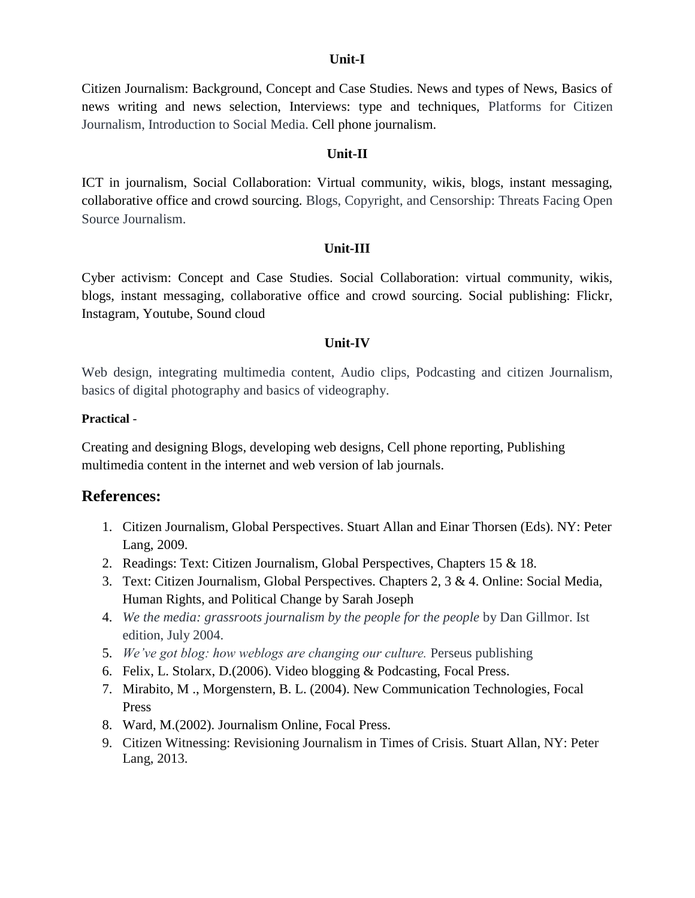**Unit-I**

Citizen Journalism: Background, Concept and Case Studies. News and types of News, Basics of news writing and news selection, Interviews: type and techniques, Platforms for Citizen Journalism, Introduction to Social Media. Cell phone journalism.

**Unit-II**

ICT in journalism, Social Collaboration: Virtual community, wikis, blogs, instant messaging, collaborative office and crowd sourcing. Blogs, Copyright, and Censorship: Threats Facing Open Source Journalism.

**Unit-III**

Cyber activism: Concept and Case Studies. Social Collaboration: virtual community, wikis, blogs, instant messaging, collaborative office and crowd sourcing. Social publishing: Flickr, Instagram, Youtube, Sound cloud

**Unit-IV**

Web design, integrating multimedia content, Audio clips, Podcasting and citizen Journalism, basics of digital photography and basics of videography.

**Practical** -

Creating and designing Blogs, developing web designs, Cell phone reporting, Publishing multimedia content in the internet and web version of lab journals.

## References:

1. Citizen Journalism, Global Perspectives. Stuart Allan and Einar Thorsen (Eds). NY: Peter Lang, 2009.
2. Readings: Text: Citizen Journalism, Global Perspectives, Chapters 15 & 18.
3. Text: Citizen Journalism, Global Perspectives. Chapters 2, 3 & 4. Online: Social Media, Human Rights, and Political Change by Sarah Joseph
4. *We the media: grassroots journalism by the people for the people* by Dan Gillmor. Ist edition, July 2004.
5. *We've got blog: how weblogs are changing our culture.* Perseus publishing
6. Felix, L. Stolarx, D.(2006). Video blogging & Podcasting, Focal Press.
7. Mirabito, M ., Morgenstern, B. L. (2004). New Communication Technologies, Focal Press
8. Ward, M.(2002). Journalism Online, Focal Press.
9. Citizen Witnessing: Revisioning Journalism in Times of Crisis. Stuart Allan, NY: Peter Lang, 2013.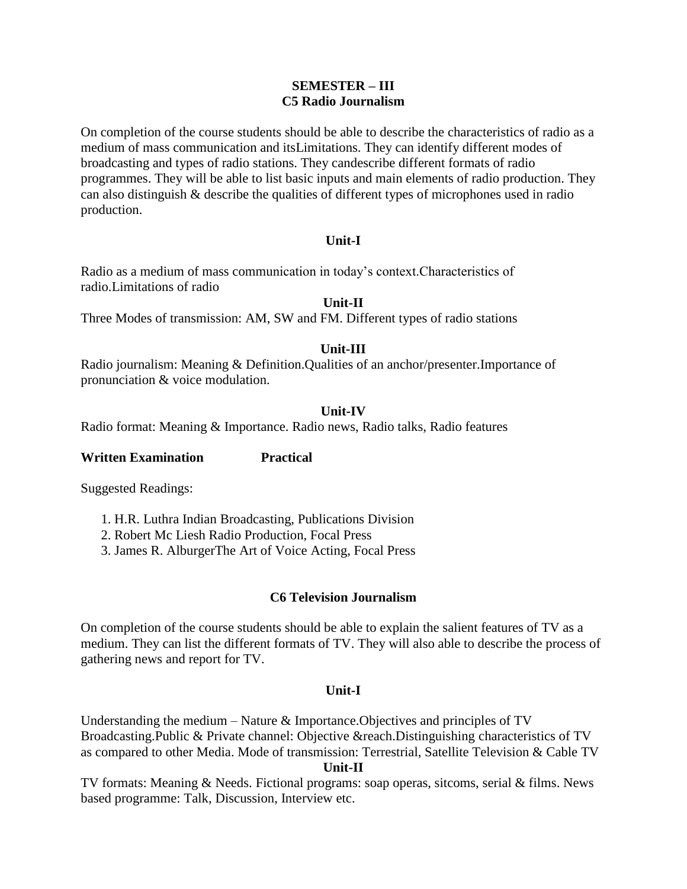**SEMESTER – III**
**C5 Radio Journalism**

On completion of the course students should be able to describe the characteristics of radio as a medium of mass communication and itsLimitations. They can identify different modes of broadcasting and types of radio stations. They candescribe different formats of radio programmes. They will be able to list basic inputs and main elements of radio production. They can also distinguish & describe the qualities of different types of microphones used in radio production.

**Unit-I**

Radio as a medium of mass communication in today's context.Characteristics of radio.Limitations of radio

**Unit-II**

Three Modes of transmission: AM, SW and FM. Different types of radio stations

**Unit-III**

Radio journalism: Meaning & Definition.Qualities of an anchor/presenter.Importance of pronunciation & voice modulation.

**Unit-IV**

Radio format: Meaning & Importance. Radio news, Radio talks, Radio features

**Written Examination** **Practical**

Suggested Readings:

1. H.R. Luthra Indian Broadcasting, Publications Division
2. Robert Mc Liesh Radio Production, Focal Press
3. James R. AlburgerThe Art of Voice Acting, Focal Press

**C6 Television Journalism**

On completion of the course students should be able to explain the salient features of TV as a medium. They can list the different formats of TV. They will also able to describe the process of gathering news and report for TV.

**Unit-I**

Understanding the medium – Nature & Importance.Objectives and principles of TV Broadcasting.Public & Private channel: Objective &reach.Distinguishing characteristics of TV as compared to other Media. Mode of transmission: Terrestrial, Satellite Television & Cable TV

**Unit-II**

TV formats: Meaning & Needs. Fictional programs: soap operas, sitcoms, serial & films. News based programme: Talk, Discussion, Interview etc.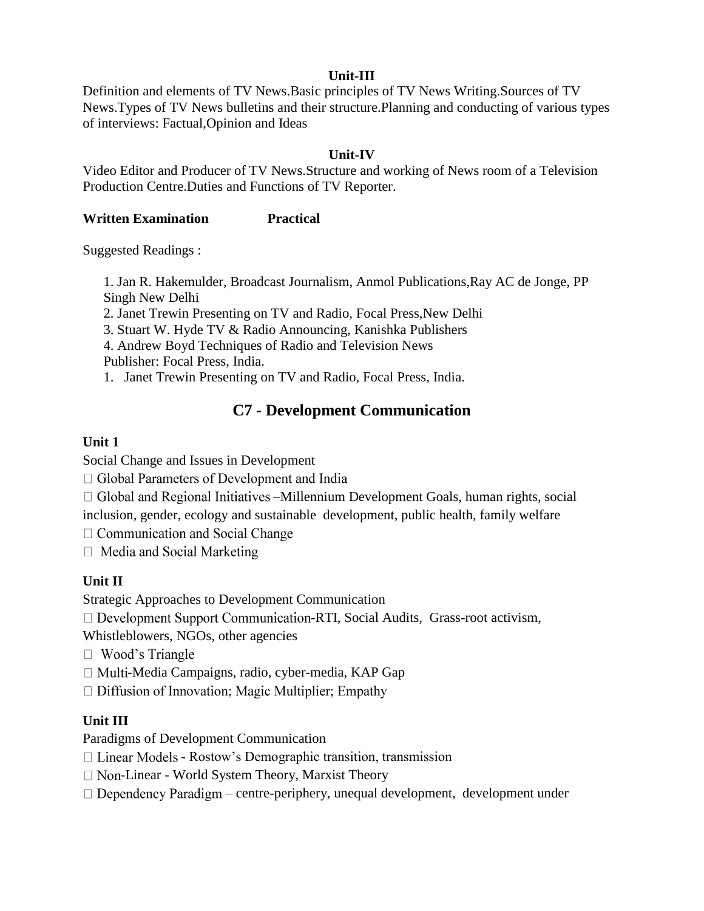**Unit-III**

Definition and elements of TV News.Basic principles of TV News Writing.Sources of TV News.Types of TV News bulletins and their structure.Planning and conducting of various types of interviews: Factual,Opinion and Ideas

**Unit-IV**

Video Editor and Producer of TV News.Structure and working of News room of a Television Production Centre.Duties and Functions of TV Reporter.

**Written Examination** **Practical**

Suggested Readings :

1. Jan R. Hakemulder, Broadcast Journalism, Anmol Publications,Ray AC de Jonge, PP Singh New Delhi
2. Janet Trewin Presenting on TV and Radio, Focal Press,New Delhi
3. Stuart W. Hyde TV & Radio Announcing, Kanishka Publishers
4. Andrew Boyd Techniques of Radio and Television News Publisher: Focal Press, India.
1. Janet Trewin Presenting on TV and Radio, Focal Press, India.

## C7 - Development Communication

**Unit 1**

Social Change and Issues in Development

- Global Parameters of Development and India
- Global and Regional Initiatives –Millennium Development Goals, human rights, social inclusion, gender, ecology and sustainable development, public health, family welfare
- Communication and Social Change
- Media and Social Marketing

**Unit II**

Strategic Approaches to Development Communication

- Development Support Communication-RTI, Social Audits, Grass-root activism, Whistleblowers, NGOs, other agencies
- Wood's Triangle
- Multi-Media Campaigns, radio, cyber-media, KAP Gap
- Diffusion of Innovation; Magic Multiplier; Empathy

**Unit III**

Paradigms of Development Communication

- Linear Models - Rostow's Demographic transition, transmission
- Non-Linear - World System Theory, Marxist Theory
- Dependency Paradigm – centre-periphery, unequal development, development under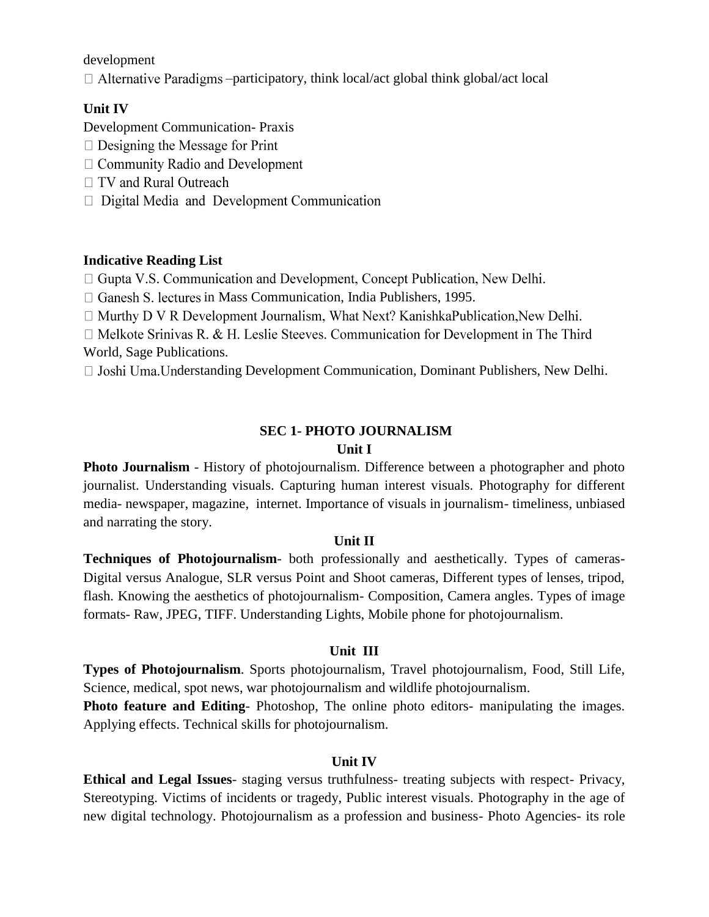development

- Alternative Paradigms –participatory, think local/act global think global/act local

**Unit IV**

Development Communication- Praxis

- Designing the Message for Print
- Community Radio and Development
- TV and Rural Outreach
- Digital Media and Development Communication

**Indicative Reading List**

- Gupta V.S. Communication and Development, Concept Publication, New Delhi.
- Ganesh S. lectures in Mass Communication, India Publishers, 1995.
- Murthy D V R Development Journalism, What Next? KanishkaPublication,New Delhi.
- Melkote Srinivas R. & H. Leslie Steeves. Communication for Development in The Third World, Sage Publications.
- Joshi Uma.Understanding Development Communication, Dominant Publishers, New Delhi.

## SEC 1- PHOTO JOURNALISM

### Unit I

**Photo Journalism** - History of photojournalism. Difference between a photographer and photo journalist. Understanding visuals. Capturing human interest visuals. Photography for different media- newspaper, magazine, internet. Importance of visuals in journalism- timeliness, unbiased and narrating the story.

### Unit II

**Techniques of Photojournalism**- both professionally and aesthetically. Types of cameras- Digital versus Analogue, SLR versus Point and Shoot cameras, Different types of lenses, tripod, flash. Knowing the aesthetics of photojournalism- Composition, Camera angles. Types of image formats- Raw, JPEG, TIFF. Understanding Lights, Mobile phone for photojournalism.

### Unit III

**Types of Photojournalism**. Sports photojournalism, Travel photojournalism, Food, Still Life, Science, medical, spot news, war photojournalism and wildlife photojournalism.

**Photo feature and Editing**- Photoshop, The online photo editors- manipulating the images. Applying effects. Technical skills for photojournalism.

### Unit IV

**Ethical and Legal Issues**- staging versus truthfulness- treating subjects with respect- Privacy, Stereotyping. Victims of incidents or tragedy, Public interest visuals. Photography in the age of new digital technology. Photojournalism as a profession and business- Photo Agencies- its role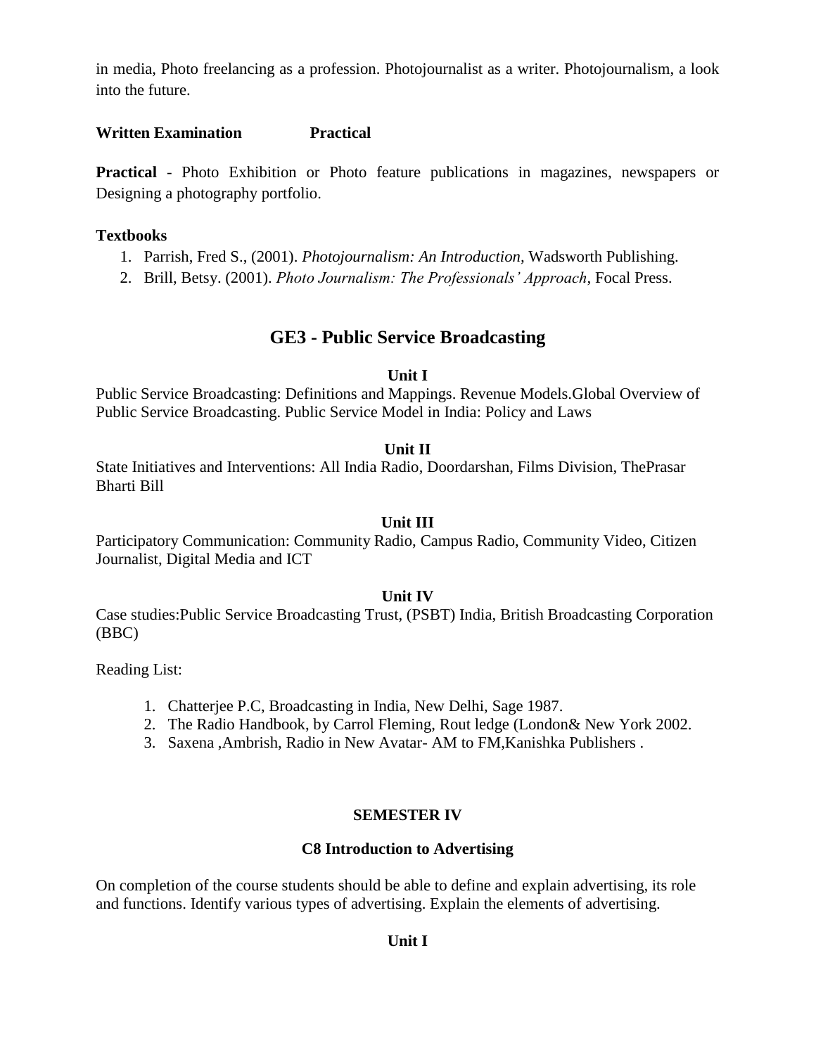in media, Photo freelancing as a profession. Photojournalist as a writer. Photojournalism, a look into the future.

**Written Examination** **Practical**

**Practical** - Photo Exhibition or Photo feature publications in magazines, newspapers or Designing a photography portfolio.

**Textbooks**

1. Parrish, Fred S., (2001). *Photojournalism: An Introduction,* Wadsworth Publishing.
2. Brill, Betsy. (2001). *Photo Journalism: The Professionals' Approach*, Focal Press.

## GE3 - Public Service Broadcasting

**Unit I**

Public Service Broadcasting: Definitions and Mappings. Revenue Models.Global Overview of Public Service Broadcasting. Public Service Model in India: Policy and Laws

**Unit II**

State Initiatives and Interventions: All India Radio, Doordarshan, Films Division, ThePrasar Bharti Bill

**Unit III**

Participatory Communication: Community Radio, Campus Radio, Community Video, Citizen Journalist, Digital Media and ICT

**Unit IV**

Case studies:Public Service Broadcasting Trust, (PSBT) India, British Broadcasting Corporation (BBC)

Reading List:

1. Chatterjee P.C, Broadcasting in India, New Delhi, Sage 1987.
2. The Radio Handbook, by Carrol Fleming, Rout ledge (London& New York 2002.
3. Saxena ,Ambrish, Radio in New Avatar- AM to FM,Kanishka Publishers .

**SEMESTER IV**

**C8 Introduction to Advertising**

On completion of the course students should be able to define and explain advertising, its role and functions. Identify various types of advertising. Explain the elements of advertising.

**Unit I**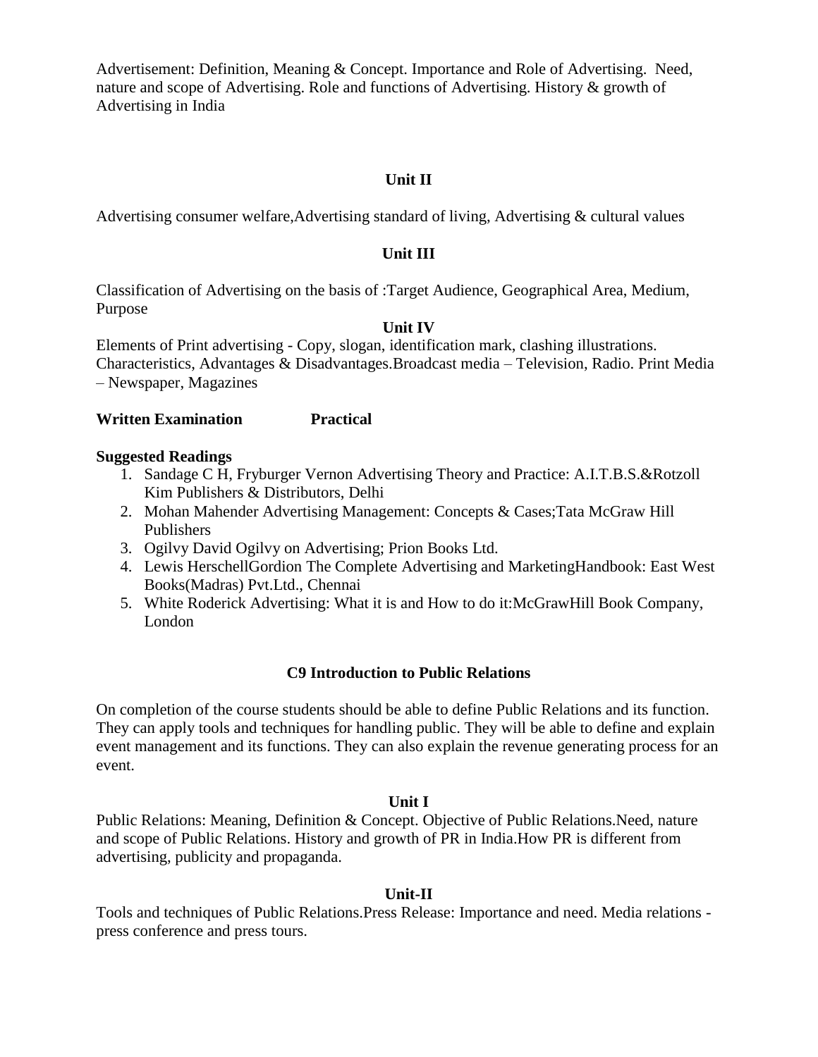Advertisement: Definition, Meaning & Concept. Importance and Role of Advertising. Need, nature and scope of Advertising. Role and functions of Advertising. History & growth of Advertising in India

**Unit II**

Advertising consumer welfare,Advertising standard of living, Advertising & cultural values

**Unit III**

Classification of Advertising on the basis of :Target Audience, Geographical Area, Medium, Purpose

**Unit IV**

Elements of Print advertising - Copy, slogan, identification mark, clashing illustrations. Characteristics, Advantages & Disadvantages.Broadcast media – Television, Radio. Print Media – Newspaper, Magazines

**Written Examination** **Practical**

**Suggested Readings**

1. Sandage C H, Fryburger Vernon Advertising Theory and Practice: A.I.T.B.S.&Rotzoll Kim Publishers & Distributors, Delhi
2. Mohan Mahender Advertising Management: Concepts & Cases;Tata McGraw Hill Publishers
3. Ogilvy David Ogilvy on Advertising; Prion Books Ltd.
4. Lewis HerschellGordion The Complete Advertising and MarketingHandbook: East West Books(Madras) Pvt.Ltd., Chennai
5. White Roderick Advertising: What it is and How to do it:McGrawHill Book Company, London

## C9 Introduction to Public Relations

On completion of the course students should be able to define Public Relations and its function. They can apply tools and techniques for handling public. They will be able to define and explain event management and its functions. They can also explain the revenue generating process for an event.

**Unit I**

Public Relations: Meaning, Definition & Concept. Objective of Public Relations.Need, nature and scope of Public Relations. History and growth of PR in India.How PR is different from advertising, publicity and propaganda.

**Unit-II**

Tools and techniques of Public Relations.Press Release: Importance and need. Media relations - press conference and press tours.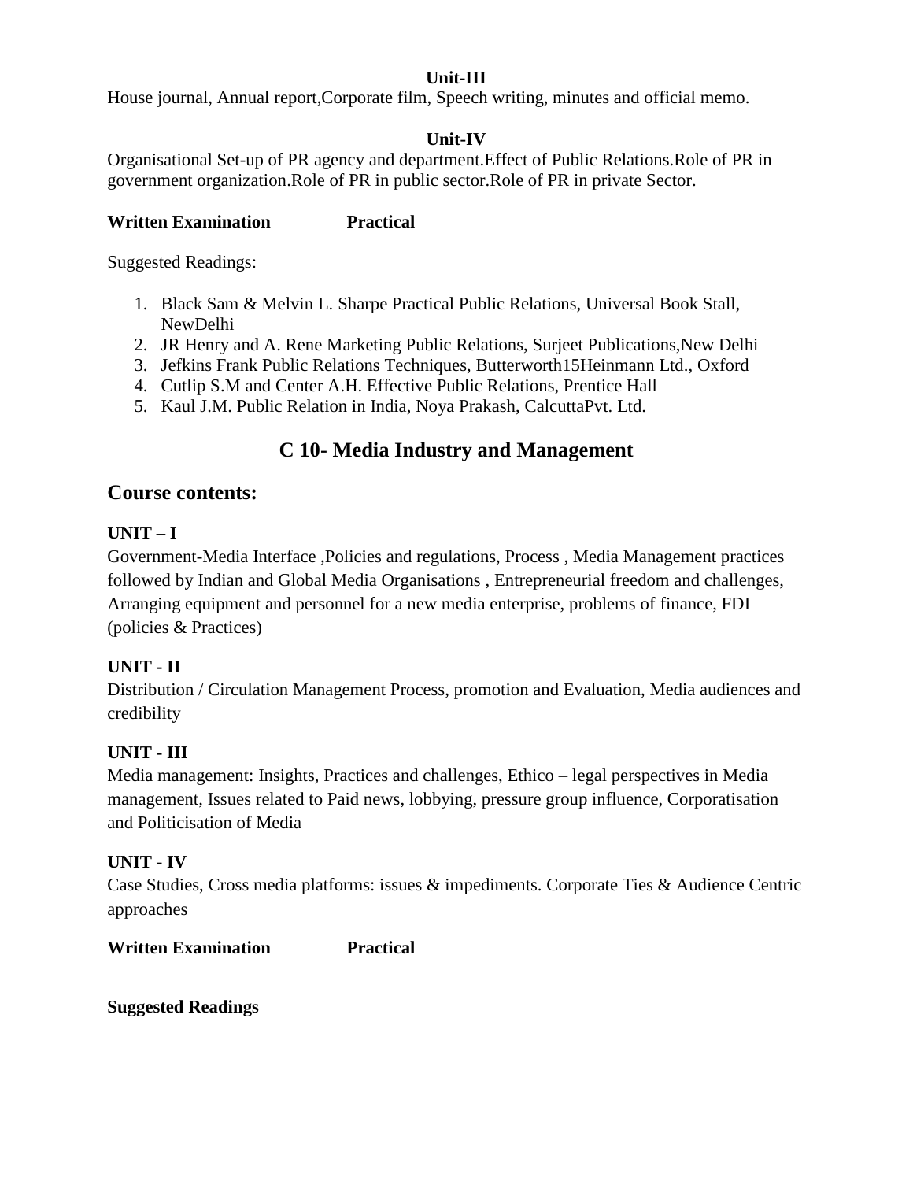**Unit-III**

House journal, Annual report,Corporate film, Speech writing, minutes and official memo.

**Unit-IV**

Organisational Set-up of PR agency and department.Effect of Public Relations.Role of PR in government organization.Role of PR in public sector.Role of PR in private Sector.

**Written Examination** **Practical**

Suggested Readings:

1. Black Sam & Melvin L. Sharpe Practical Public Relations, Universal Book Stall, NewDelhi
2. JR Henry and A. Rene Marketing Public Relations, Surjeet Publications,New Delhi
3. Jefkins Frank Public Relations Techniques, Butterworth15Heinmann Ltd., Oxford
4. Cutlip S.M and Center A.H. Effective Public Relations, Prentice Hall
5. Kaul J.M. Public Relation in India, Noya Prakash, CalcuttaPvt. Ltd.

# C 10- Media Industry and Management

## Course contents:

**UNIT – I**

Government-Media Interface ,Policies and regulations, Process , Media Management practices followed by Indian and Global Media Organisations , Entrepreneurial freedom and challenges, Arranging equipment and personnel for a new media enterprise, problems of finance, FDI (policies & Practices)

**UNIT - II**

Distribution / Circulation Management Process, promotion and Evaluation, Media audiences and credibility

**UNIT - III**

Media management: Insights, Practices and challenges, Ethico – legal perspectives in Media management, Issues related to Paid news, lobbying, pressure group influence, Corporatisation and Politicisation of Media

**UNIT - IV**

Case Studies, Cross media platforms: issues & impediments. Corporate Ties & Audience Centric approaches

**Written Examination** **Practical**

**Suggested Readings**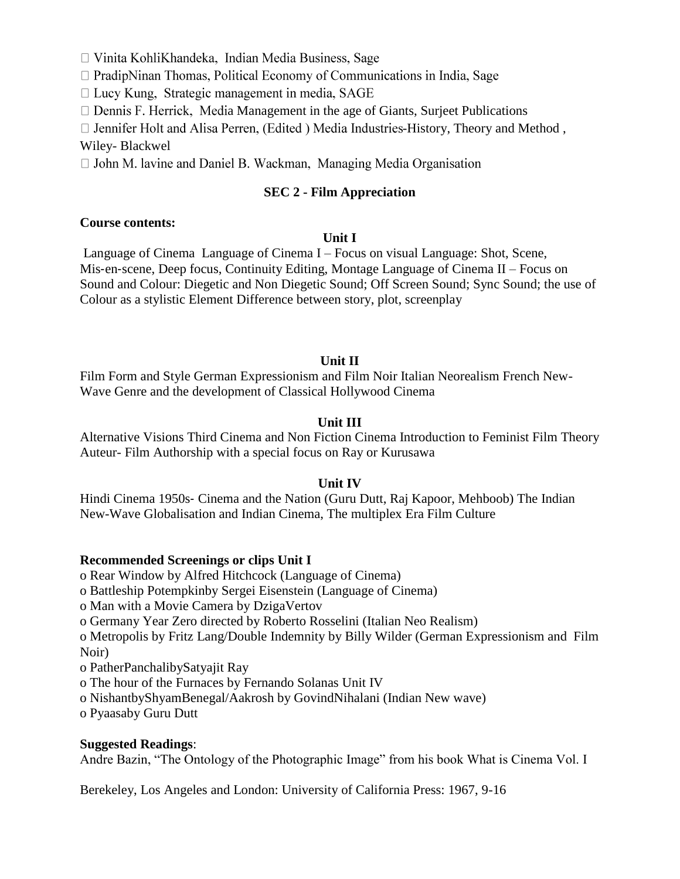-  Vinita KohliKhandeka, Indian Media Business, Sage
-  PradipNinan Thomas, Political Economy of Communications in India, Sage
-  Lucy Kung, Strategic management in media, SAGE
-  Dennis F. Herrick, Media Management in the age of Giants, Surjeet Publications
-  Jennifer Holt and Alisa Perren, (Edited ) Media Industries-History, Theory and Method , Wiley- Blackwel
-  John M. lavine and Daniel B. Wackman, Managing Media Organisation

## SEC 2 - Film Appreciation

**Course contents:**

**Unit I**

Language of Cinema Language of Cinema I – Focus on visual Language: Shot, Scene, Mis-en-scene, Deep focus, Continuity Editing, Montage Language of Cinema II – Focus on Sound and Colour: Diegetic and Non Diegetic Sound; Off Screen Sound; Sync Sound; the use of Colour as a stylistic Element Difference between story, plot, screenplay

**Unit II**

Film Form and Style German Expressionism and Film Noir Italian Neorealism French New-Wave Genre and the development of Classical Hollywood Cinema

**Unit III**

Alternative Visions Third Cinema and Non Fiction Cinema Introduction to Feminist Film Theory Auteur- Film Authorship with a special focus on Ray or Kurusawa

**Unit IV**

Hindi Cinema 1950s- Cinema and the Nation (Guru Dutt, Raj Kapoor, Mehboob) The Indian New-Wave Globalisation and Indian Cinema, The multiplex Era Film Culture

**Recommended Screenings or clips Unit I**

- o Rear Window by Alfred Hitchcock (Language of Cinema)
- o Battleship Potempkinby Sergei Eisenstein (Language of Cinema)
- o Man with a Movie Camera by DzigaVertov
- o Germany Year Zero directed by Roberto Rosselini (Italian Neo Realism)
- o Metropolis by Fritz Lang/Double Indemnity by Billy Wilder (German Expressionism and Film Noir)
- o PatherPanchalibySatyajit Ray
- o The hour of the Furnaces by Fernando Solanas Unit IV
- o NishantbyShyamBenegal/Aakrosh by GovindNihalani (Indian New wave)
- o Pyaasaby Guru Dutt

**Suggested Readings**:

Andre Bazin, "The Ontology of the Photographic Image" from his book What is Cinema Vol. I

Berekeley, Los Angeles and London: University of California Press: 1967, 9-16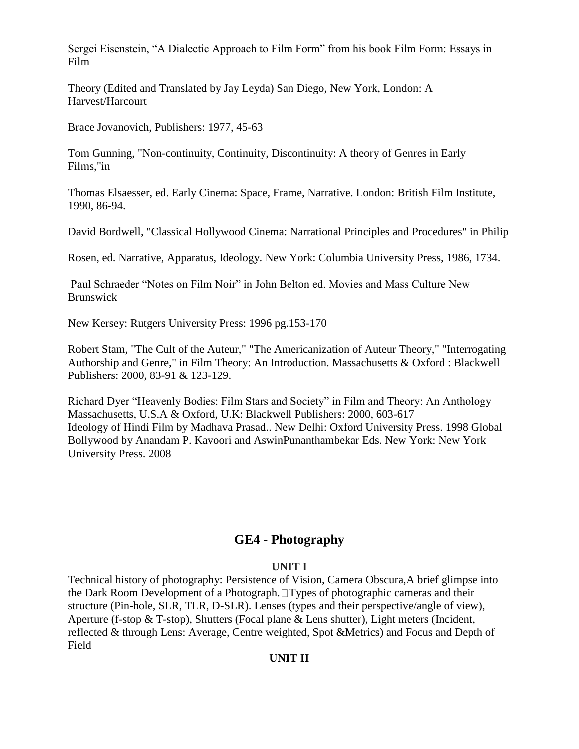Sergei Eisenstein, “A Dialectic Approach to Film Form” from his book Film Form: Essays in Film

Theory (Edited and Translated by Jay Leyda) San Diego, New York, London: A Harvest/Harcourt

Brace Jovanovich, Publishers: 1977, 45-63

Tom Gunning, "Non-continuity, Continuity, Discontinuity: A theory of Genres in Early Films,"in

Thomas Elsaesser, ed. Early Cinema: Space, Frame, Narrative. London: British Film Institute, 1990, 86-94.

David Bordwell, "Classical Hollywood Cinema: Narrational Principles and Procedures" in Philip

Rosen, ed. Narrative, Apparatus, Ideology. New York: Columbia University Press, 1986, 1734.

Paul Schraeder “Notes on Film Noir” in John Belton ed. Movies and Mass Culture New Brunswick

New Kersey: Rutgers University Press: 1996 pg.153-170

Robert Stam, "The Cult of the Auteur," "The Americanization of Auteur Theory," "Interrogating Authorship and Genre," in Film Theory: An Introduction. Massachusetts & Oxford : Blackwell Publishers: 2000, 83-91 & 123-129.

Richard Dyer “Heavenly Bodies: Film Stars and Society” in Film and Theory: An Anthology Massachusetts, U.S.A & Oxford, U.K: Blackwell Publishers: 2000, 603-617
Ideology of Hindi Film by Madhava Prasad.. New Delhi: Oxford University Press. 1998 Global Bollywood by Anandam P. Kavoori and AswinPunanthambekar Eds. New York: New York University Press. 2008

## GE4 - Photography

**UNIT I**

Technical history of photography: Persistence of Vision, Camera Obscura,A brief glimpse into the Dark Room Development of a Photograph. Types of photographic cameras and their structure (Pin-hole, SLR, TLR, D-SLR). Lenses (types and their perspective/angle of view), Aperture (f-stop & T-stop), Shutters (Focal plane & Lens shutter), Light meters (Incident, reflected & through Lens: Average, Centre weighted, Spot &Metrics) and Focus and Depth of Field

**UNIT II**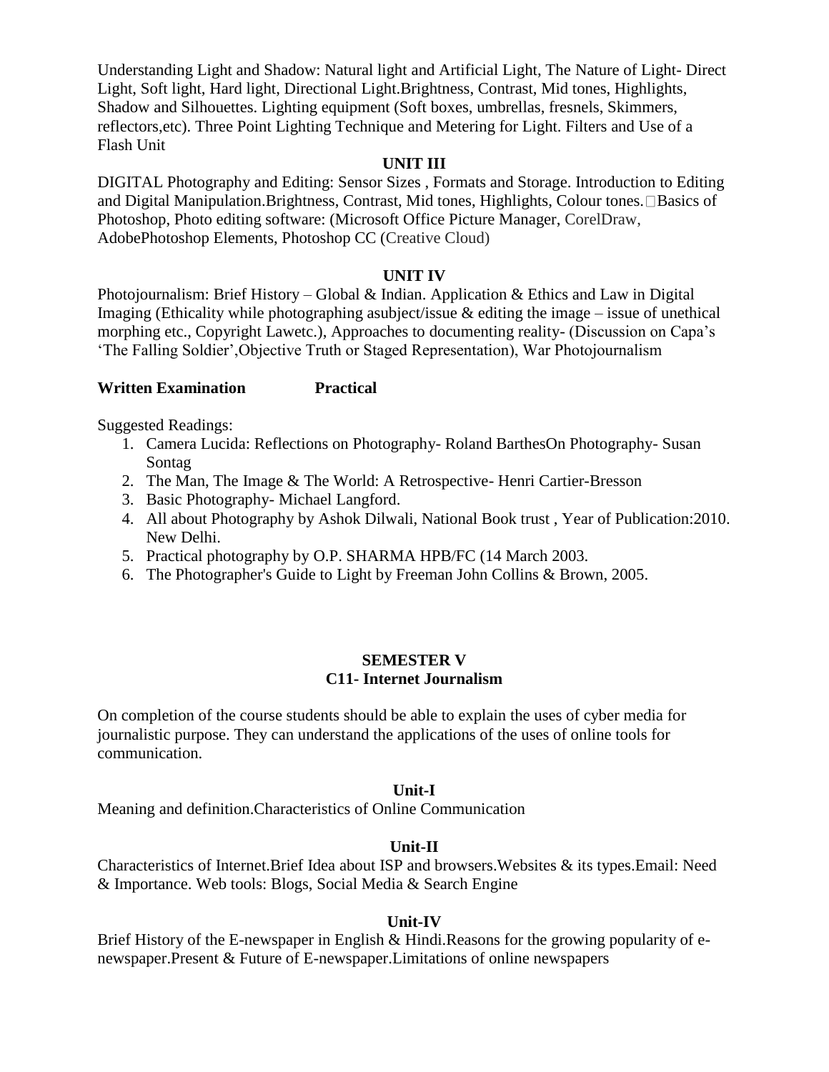Understanding Light and Shadow: Natural light and Artificial Light, The Nature of Light- Direct Light, Soft light, Hard light, Directional Light.Brightness, Contrast, Mid tones, Highlights, Shadow and Silhouettes. Lighting equipment (Soft boxes, umbrellas, fresnels, Skimmers, reflectors,etc). Three Point Lighting Technique and Metering for Light. Filters and Use of a Flash Unit

### UNIT III

DIGITAL Photography and Editing: Sensor Sizes , Formats and Storage. Introduction to Editing and Digital Manipulation.Brightness, Contrast, Mid tones, Highlights, Colour tones. Basics of Photoshop, Photo editing software: (Microsoft Office Picture Manager, CorelDraw, AdobePhotoshop Elements, Photoshop CC (Creative Cloud)

### UNIT IV

Photojournalism: Brief History – Global & Indian. Application & Ethics and Law in Digital Imaging (Ethicality while photographing asubject/issue & editing the image – issue of unethical morphing etc., Copyright Lawetc.), Approaches to documenting reality- (Discussion on Capa's 'The Falling Soldier',Objective Truth or Staged Representation), War Photojournalism

**Written Examination** **Practical**

Suggested Readings:

1. Camera Lucida: Reflections on Photography- Roland BarthesOn Photography- Susan Sontag
2. The Man, The Image & The World: A Retrospective- Henri Cartier-Bresson
3. Basic Photography- Michael Langford.
4. All about Photography by Ashok Dilwali, National Book trust , Year of Publication:2010. New Delhi.
5. Practical photography by O.P. SHARMA HPB/FC (14 March 2003.
6. The Photographer's Guide to Light by Freeman John Collins & Brown, 2005.

## SEMESTER V
## C11- Internet Journalism

On completion of the course students should be able to explain the uses of cyber media for journalistic purpose. They can understand the applications of the uses of online tools for communication.

### Unit-I

Meaning and definition.Characteristics of Online Communication

### Unit-II

Characteristics of Internet.Brief Idea about ISP and browsers.Websites & its types.Email: Need & Importance. Web tools: Blogs, Social Media & Search Engine

### Unit-IV

Brief History of the E-newspaper in English & Hindi.Reasons for the growing popularity of e-newspaper.Present & Future of E-newspaper.Limitations of online newspapers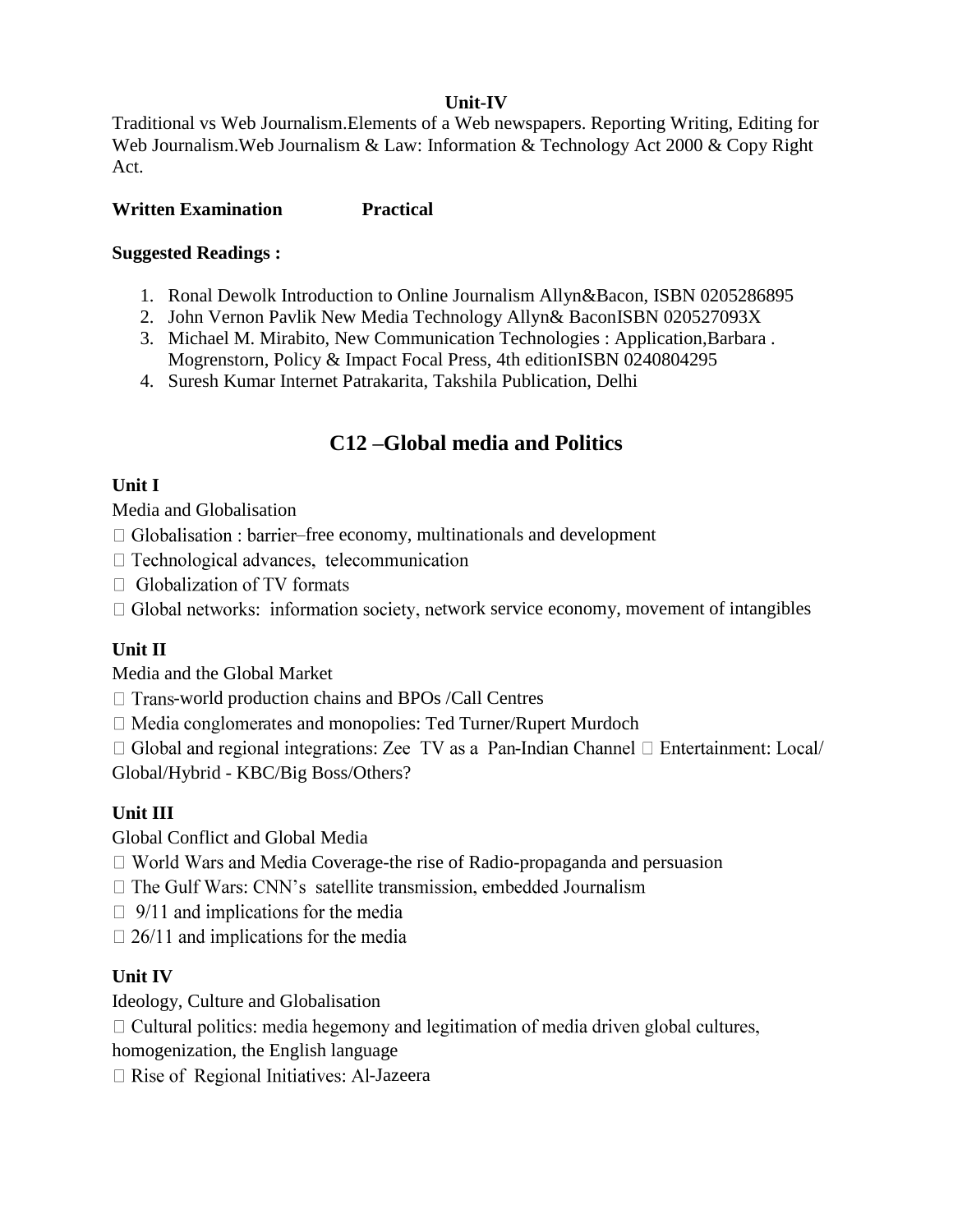**Unit-IV**

Traditional vs Web Journalism.Elements of a Web newspapers. Reporting Writing, Editing for Web Journalism.Web Journalism & Law: Information & Technology Act 2000 & Copy Right Act.

**Written Examination** **Practical**

**Suggested Readings :**

1. Ronal Dewolk Introduction to Online Journalism Allyn&Bacon, ISBN 0205286895
2. John Vernon Pavlik New Media Technology Allyn& BaconISBN 020527093X
3. Michael M. Mirabito, New Communication Technologies : Application,Barbara . Mogrenstorn, Policy & Impact Focal Press, 4th editionISBN 0240804295
4. Suresh Kumar Internet Patrakarita, Takshila Publication, Delhi

## C12 –Global media and Politics

**Unit I**

Media and Globalisation

- Globalisation : barrier–free economy, multinationals and development
- Technological advances, telecommunication
- Globalization of TV formats
- Global networks: information society, network service economy, movement of intangibles

**Unit II**

Media and the Global Market

- Trans-world production chains and BPOs /Call Centres
- Media conglomerates and monopolies: Ted Turner/Rupert Murdoch
- Global and regional integrations: Zee TV as a Pan-Indian Channel  Entertainment: Local/ Global/Hybrid - KBC/Big Boss/Others?

**Unit III**

Global Conflict and Global Media

- World Wars and Media Coverage-the rise of Radio-propaganda and persuasion
- The Gulf Wars: CNN's satellite transmission, embedded Journalism
- 9/11 and implications for the media
- 26/11 and implications for the media

**Unit IV**

Ideology, Culture and Globalisation

- Cultural politics: media hegemony and legitimation of media driven global cultures, homogenization, the English language
- Rise of Regional Initiatives: Al-Jazeera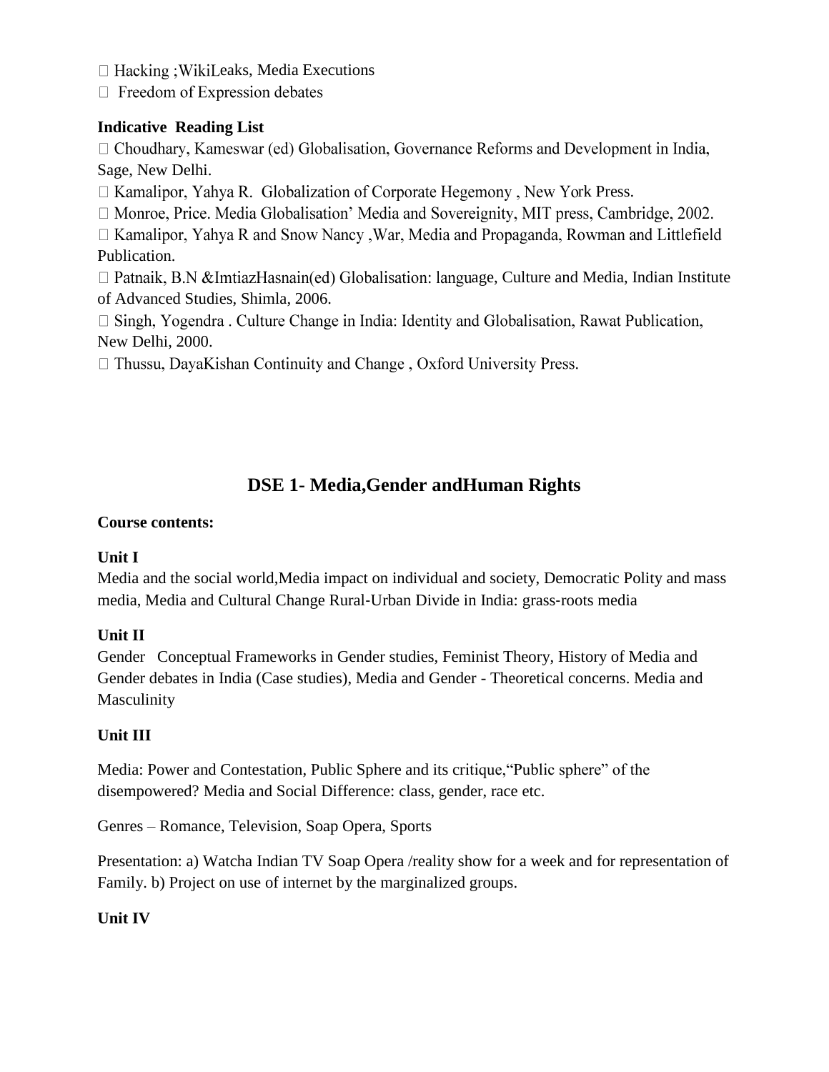- Hacking ;WikiLeaks, Media Executions
- Freedom of Expression debates

**Indicative Reading List**

- Choudhary, Kameswar (ed) Globalisation, Governance Reforms and Development in India, Sage, New Delhi.
- Kamalipor, Yahya R. Globalization of Corporate Hegemony , New York Press.
- Monroe, Price. Media Globalisation' Media and Sovereignity, MIT press, Cambridge, 2002.
- Kamalipor, Yahya R and Snow Nancy ,War, Media and Propaganda, Rowman and Littlefield Publication.
- Patnaik, B.N &ImtiazHasnain(ed) Globalisation: language, Culture and Media, Indian Institute of Advanced Studies, Shimla, 2006.
- Singh, Yogendra . Culture Change in India: Identity and Globalisation, Rawat Publication, New Delhi, 2000.
- Thussu, DayaKishan Continuity and Change , Oxford University Press.

## DSE 1- Media,Gender andHuman Rights

**Course contents:**

**Unit I**

Media and the social world,Media impact on individual and society, Democratic Polity and mass media, Media and Cultural Change Rural-Urban Divide in India: grass-roots media

**Unit II**

Gender Conceptual Frameworks in Gender studies, Feminist Theory, History of Media and Gender debates in India (Case studies), Media and Gender - Theoretical concerns. Media and Masculinity

**Unit III**

Media: Power and Contestation, Public Sphere and its critique,"Public sphere" of the disempowered? Media and Social Difference: class, gender, race etc.

Genres – Romance, Television, Soap Opera, Sports

Presentation: a) Watcha Indian TV Soap Opera /reality show for a week and for representation of Family. b) Project on use of internet by the marginalized groups.

**Unit IV**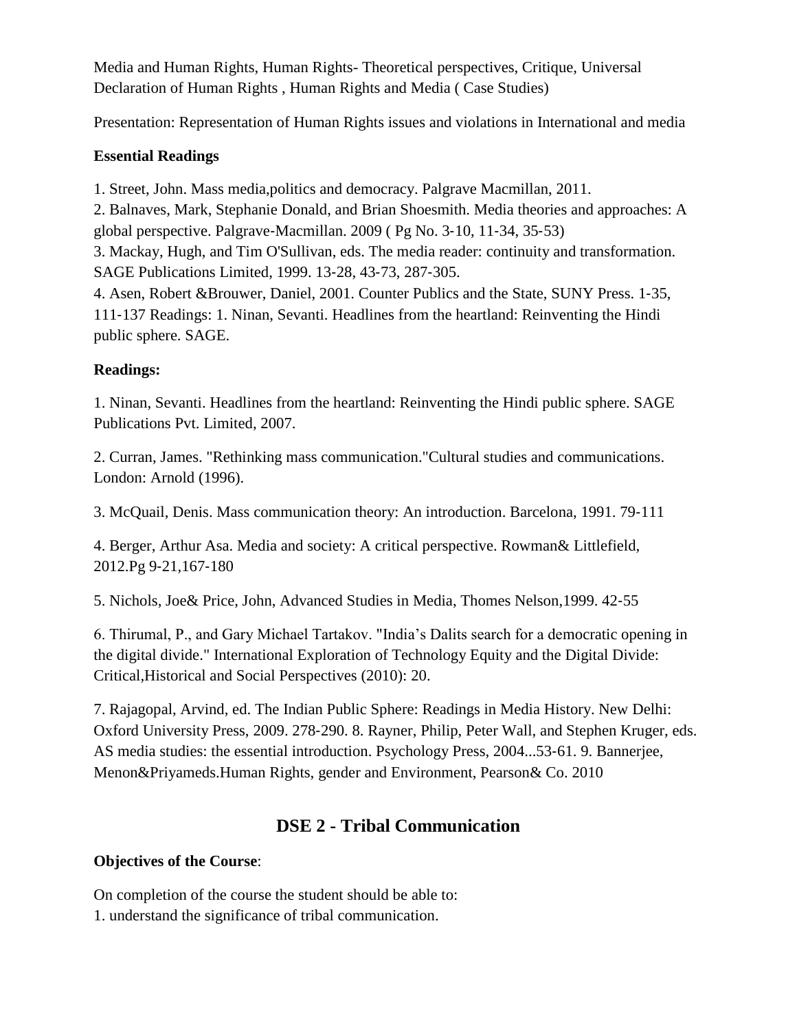Media and Human Rights, Human Rights- Theoretical perspectives, Critique, Universal Declaration of Human Rights , Human Rights and Media ( Case Studies)

Presentation: Representation of Human Rights issues and violations in International and media

**Essential Readings**

1. Street, John. Mass media,politics and democracy. Palgrave Macmillan, 2011.
2. Balnaves, Mark, Stephanie Donald, and Brian Shoesmith. Media theories and approaches: A global perspective. Palgrave-Macmillan. 2009 ( Pg No. 3-10, 11-34, 35-53)
3. Mackay, Hugh, and Tim O'Sullivan, eds. The media reader: continuity and transformation. SAGE Publications Limited, 1999. 13-28, 43-73, 287-305.
4. Asen, Robert &Brouwer, Daniel, 2001. Counter Publics and the State, SUNY Press. 1-35, 111-137 Readings: 1. Ninan, Sevanti. Headlines from the heartland: Reinventing the Hindi public sphere. SAGE.

**Readings:**

1. Ninan, Sevanti. Headlines from the heartland: Reinventing the Hindi public sphere. SAGE Publications Pvt. Limited, 2007.

2. Curran, James. "Rethinking mass communication."Cultural studies and communications. London: Arnold (1996).

3. McQuail, Denis. Mass communication theory: An introduction. Barcelona, 1991. 79-111

4. Berger, Arthur Asa. Media and society: A critical perspective. Rowman& Littlefield, 2012.Pg 9-21,167-180

5. Nichols, Joe& Price, John, Advanced Studies in Media, Thomes Nelson,1999. 42-55

6. Thirumal, P., and Gary Michael Tartakov. "India's Dalits search for a democratic opening in the digital divide." International Exploration of Technology Equity and the Digital Divide: Critical,Historical and Social Perspectives (2010): 20.

7. Rajagopal, Arvind, ed. The Indian Public Sphere: Readings in Media History. New Delhi: Oxford University Press, 2009. 278-290. 8. Rayner, Philip, Peter Wall, and Stephen Kruger, eds. AS media studies: the essential introduction. Psychology Press, 2004...53-61. 9. Bannerjee, Menon&Priyameds.Human Rights, gender and Environment, Pearson& Co. 2010

## DSE 2 - Tribal Communication

**Objectives of the Course**:

On completion of the course the student should be able to:
1. understand the significance of tribal communication.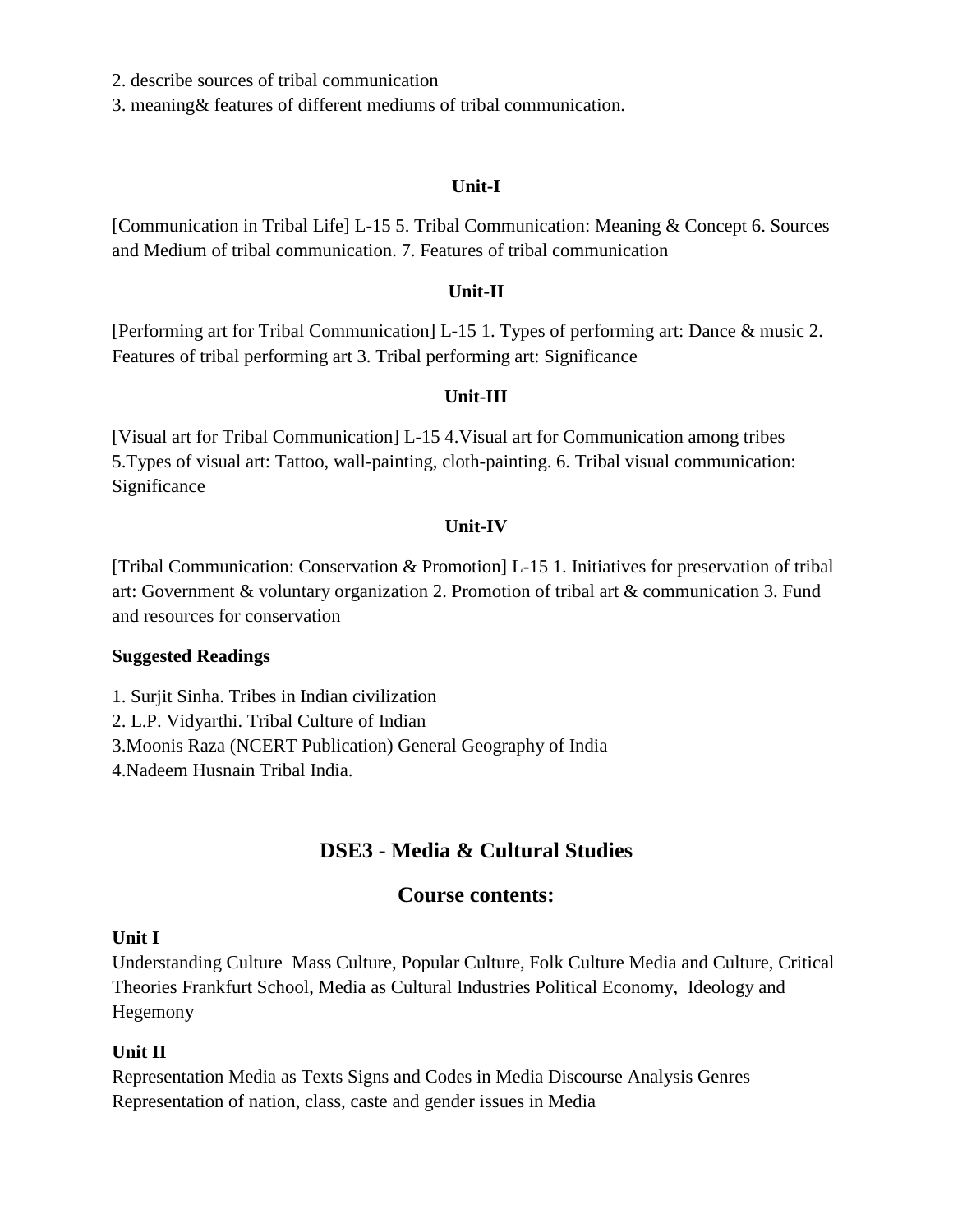2. describe sources of tribal communication
3. meaning& features of different mediums of tribal communication.

**Unit-I**

[Communication in Tribal Life] L-15 5. Tribal Communication: Meaning & Concept 6. Sources and Medium of tribal communication. 7. Features of tribal communication

**Unit-II**

[Performing art for Tribal Communication] L-15 1. Types of performing art: Dance & music 2. Features of tribal performing art 3. Tribal performing art: Significance

**Unit-III**

[Visual art for Tribal Communication] L-15 4.Visual art for Communication among tribes 5.Types of visual art: Tattoo, wall-painting, cloth-painting. 6. Tribal visual communication: Significance

**Unit-IV**

[Tribal Communication: Conservation & Promotion] L-15 1. Initiatives for preservation of tribal art: Government & voluntary organization 2. Promotion of tribal art & communication 3. Fund and resources for conservation

**Suggested Readings**

1. Surjit Sinha. Tribes in Indian civilization
2. L.P. Vidyarthi. Tribal Culture of Indian
3.Moonis Raza (NCERT Publication) General Geography of India
4.Nadeem Husnain Tribal India.

## DSE3 - Media & Cultural Studies

## Course contents:

**Unit I**
Understanding Culture Mass Culture, Popular Culture, Folk Culture Media and Culture, Critical Theories Frankfurt School, Media as Cultural Industries Political Economy, Ideology and Hegemony

**Unit II**
Representation Media as Texts Signs and Codes in Media Discourse Analysis Genres Representation of nation, class, caste and gender issues in Media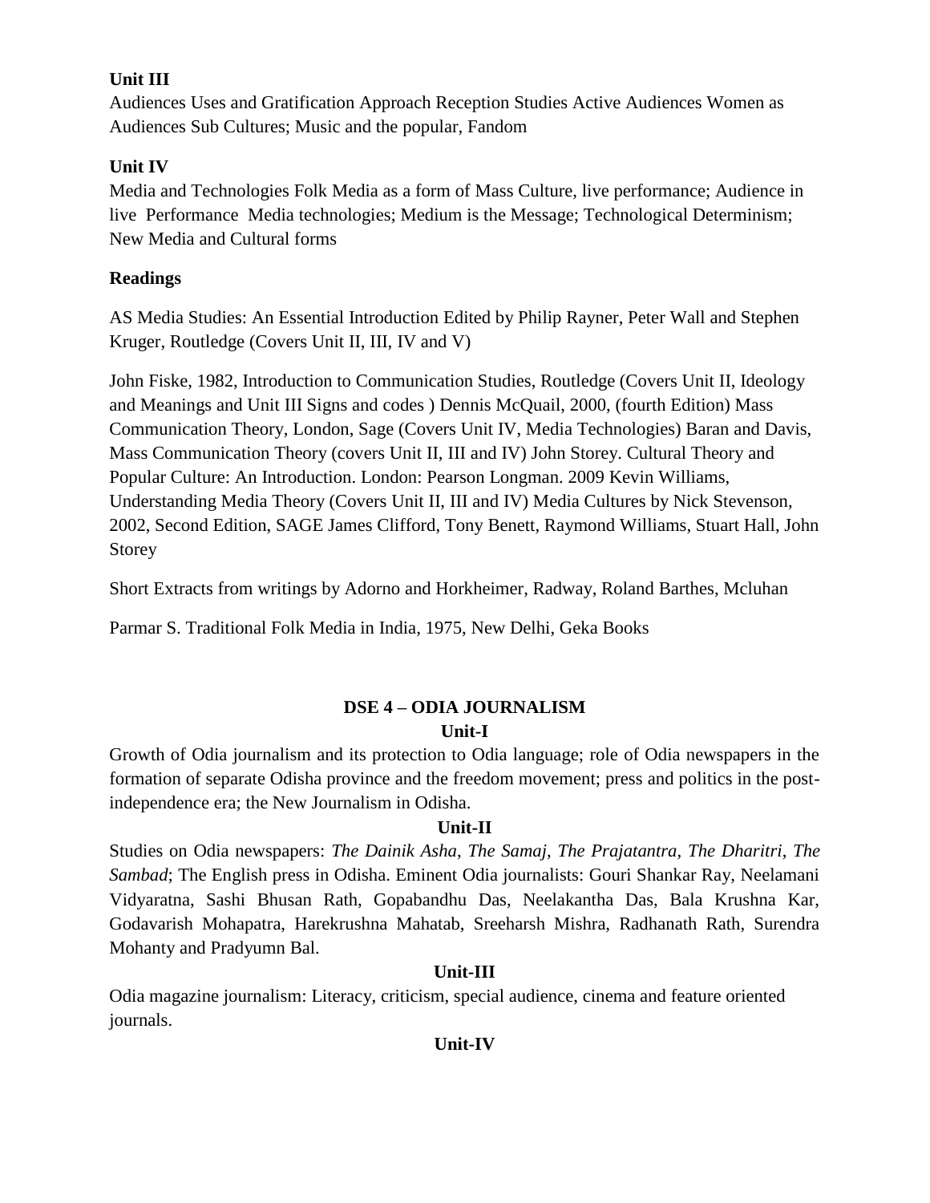**Unit III**

Audiences Uses and Gratification Approach Reception Studies Active Audiences Women as Audiences Sub Cultures; Music and the popular, Fandom

**Unit IV**

Media and Technologies Folk Media as a form of Mass Culture, live performance; Audience in live Performance Media technologies; Medium is the Message; Technological Determinism; New Media and Cultural forms

**Readings**

AS Media Studies: An Essential Introduction Edited by Philip Rayner, Peter Wall and Stephen Kruger, Routledge (Covers Unit II, III, IV and V)

John Fiske, 1982, Introduction to Communication Studies, Routledge (Covers Unit II, Ideology and Meanings and Unit III Signs and codes ) Dennis McQuail, 2000, (fourth Edition) Mass Communication Theory, London, Sage (Covers Unit IV, Media Technologies) Baran and Davis, Mass Communication Theory (covers Unit II, III and IV) John Storey. Cultural Theory and Popular Culture: An Introduction. London: Pearson Longman. 2009 Kevin Williams, Understanding Media Theory (Covers Unit II, III and IV) Media Cultures by Nick Stevenson, 2002, Second Edition, SAGE James Clifford, Tony Benett, Raymond Williams, Stuart Hall, John Storey

Short Extracts from writings by Adorno and Horkheimer, Radway, Roland Barthes, Mcluhan

Parmar S. Traditional Folk Media in India, 1975, New Delhi, Geka Books

## DSE 4 – ODIA JOURNALISM

**Unit-I**

Growth of Odia journalism and its protection to Odia language; role of Odia newspapers in the formation of separate Odisha province and the freedom movement; press and politics in the post-independence era; the New Journalism in Odisha.

**Unit-II**

Studies on Odia newspapers: *The Dainik Asha*, *The Samaj*, *The Prajatantra*, *The Dharitri*, *The Sambad*; The English press in Odisha. Eminent Odia journalists: Gouri Shankar Ray, Neelamani Vidyaratna, Sashi Bhusan Rath, Gopabandhu Das, Neelakantha Das, Bala Krushna Kar, Godavarish Mohapatra, Harekrushna Mahatab, Sreeharsh Mishra, Radhanath Rath, Surendra Mohanty and Pradyumn Bal.

**Unit-III**

Odia magazine journalism: Literacy, criticism, special audience, cinema and feature oriented journals.

**Unit-IV**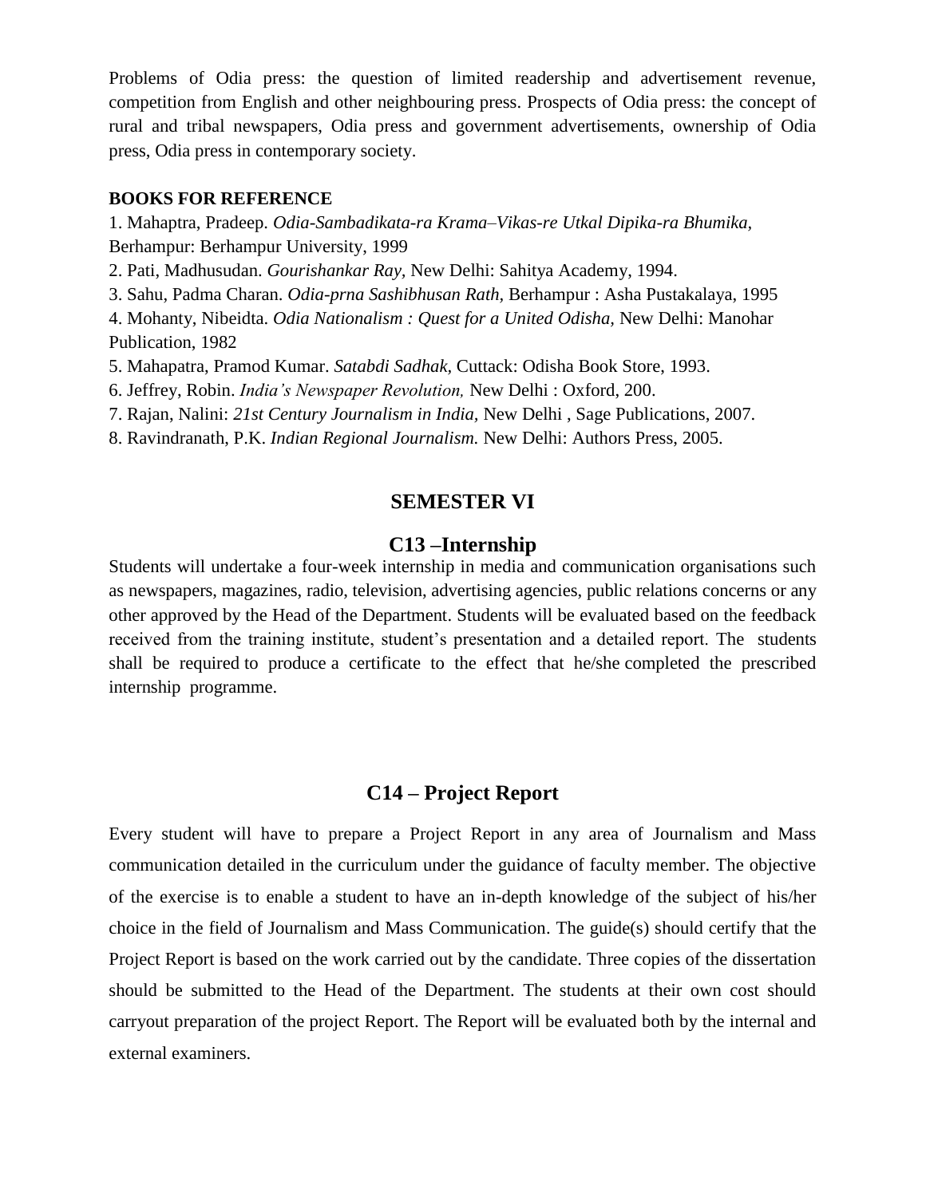Problems of Odia press: the question of limited readership and advertisement revenue, competition from English and other neighbouring press. Prospects of Odia press: the concept of rural and tribal newspapers, Odia press and government advertisements, ownership of Odia press, Odia press in contemporary society.

**BOOKS FOR REFERENCE**

1. Mahaptra, Pradeep. *Odia-Sambadikata-ra Krama–Vikas-re Utkal Dipika-ra Bhumika*, Berhampur: Berhampur University, 1999
2. Pati, Madhusudan. *Gourishankar Ray,* New Delhi: Sahitya Academy, 1994.
3. Sahu, Padma Charan. *Odia-prna Sashibhusan Rath,* Berhampur : Asha Pustakalaya, 1995
4. Mohanty, Nibeidta. *Odia Nationalism : Quest for a United Odisha,* New Delhi: Manohar Publication, 1982
5. Mahapatra, Pramod Kumar. *Satabdi Sadhak,* Cuttack: Odisha Book Store, 1993.
6. Jeffrey, Robin. *India's Newspaper Revolution,* New Delhi : Oxford, 200.
7. Rajan, Nalini: *21st Century Journalism in India,* New Delhi , Sage Publications, 2007.
8. Ravindranath, P.K. *Indian Regional Journalism.* New Delhi: Authors Press, 2005.

## SEMESTER VI

### C13 –Internship

Students will undertake a four-week internship in media and communication organisations such as newspapers, magazines, radio, television, advertising agencies, public relations concerns or any other approved by the Head of the Department. Students will be evaluated based on the feedback received from the training institute, student's presentation and a detailed report. The students shall be required to produce a certificate to the effect that he/she completed the prescribed internship programme.

### C14 – Project Report

Every student will have to prepare a Project Report in any area of Journalism and Mass communication detailed in the curriculum under the guidance of faculty member. The objective of the exercise is to enable a student to have an in-depth knowledge of the subject of his/her choice in the field of Journalism and Mass Communication. The guide(s) should certify that the Project Report is based on the work carried out by the candidate. Three copies of the dissertation should be submitted to the Head of the Department. The students at their own cost should carryout preparation of the project Report. The Report will be evaluated both by the internal and external examiners.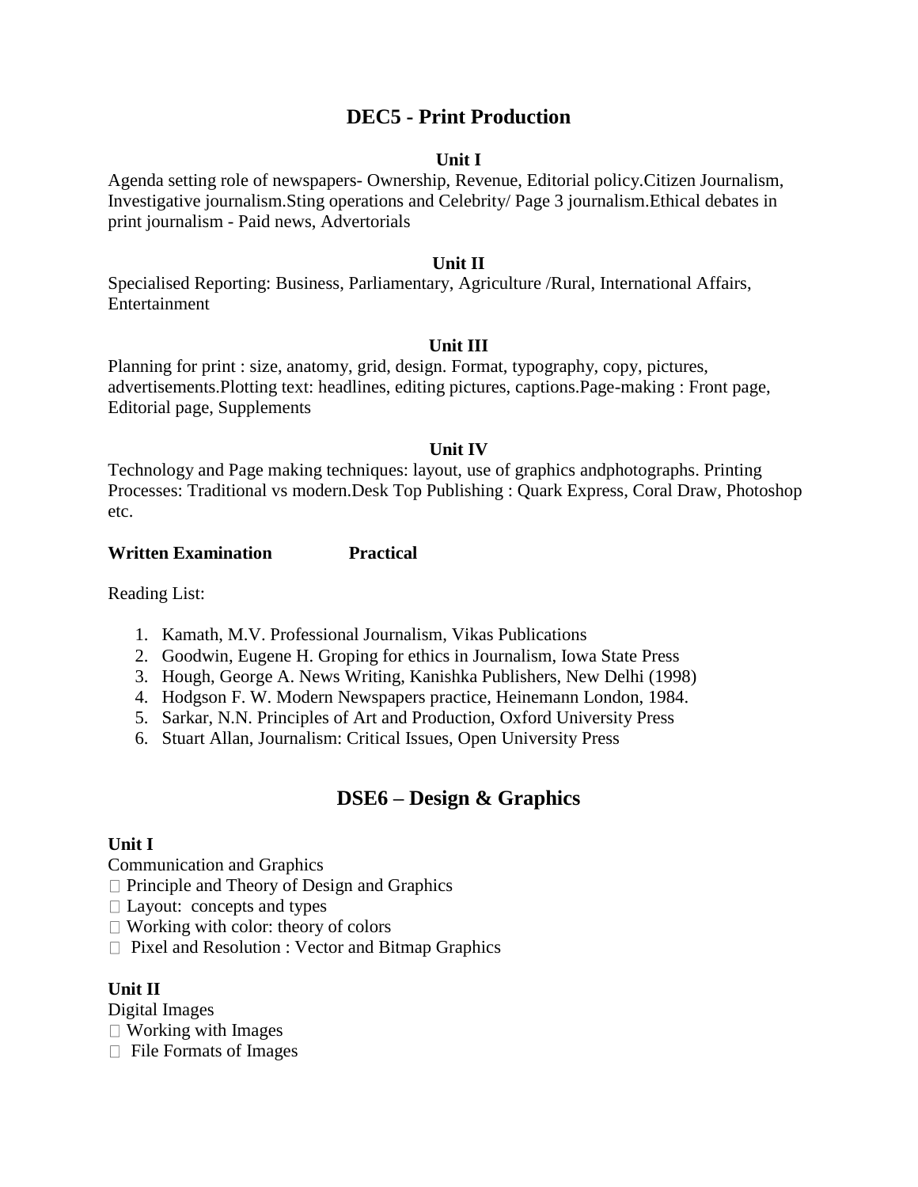## DEC5 - Print Production

**Unit I**

Agenda setting role of newspapers- Ownership, Revenue, Editorial policy.Citizen Journalism, Investigative journalism.Sting operations and Celebrity/ Page 3 journalism.Ethical debates in print journalism - Paid news, Advertorials

**Unit II**

Specialised Reporting: Business, Parliamentary, Agriculture /Rural, International Affairs, Entertainment

**Unit III**

Planning for print : size, anatomy, grid, design. Format, typography, copy, pictures, advertisements.Plotting text: headlines, editing pictures, captions.Page-making : Front page, Editorial page, Supplements

**Unit IV**

Technology and Page making techniques: layout, use of graphics andphotographs. Printing Processes: Traditional vs modern.Desk Top Publishing : Quark Express, Coral Draw, Photoshop etc.

**Written Examination** **Practical**

Reading List:

1. Kamath, M.V. Professional Journalism, Vikas Publications
2. Goodwin, Eugene H. Groping for ethics in Journalism, Iowa State Press
3. Hough, George A. News Writing, Kanishka Publishers, New Delhi (1998)
4. Hodgson F. W. Modern Newspapers practice, Heinemann London, 1984.
5. Sarkar, N.N. Principles of Art and Production, Oxford University Press
6. Stuart Allan, Journalism: Critical Issues, Open University Press

## DSE6 – Design & Graphics

**Unit I**

Communication and Graphics

- Principle and Theory of Design and Graphics
- Layout: concepts and types
- Working with color: theory of colors
- Pixel and Resolution : Vector and Bitmap Graphics

**Unit II**

Digital Images

- Working with Images
- File Formats of Images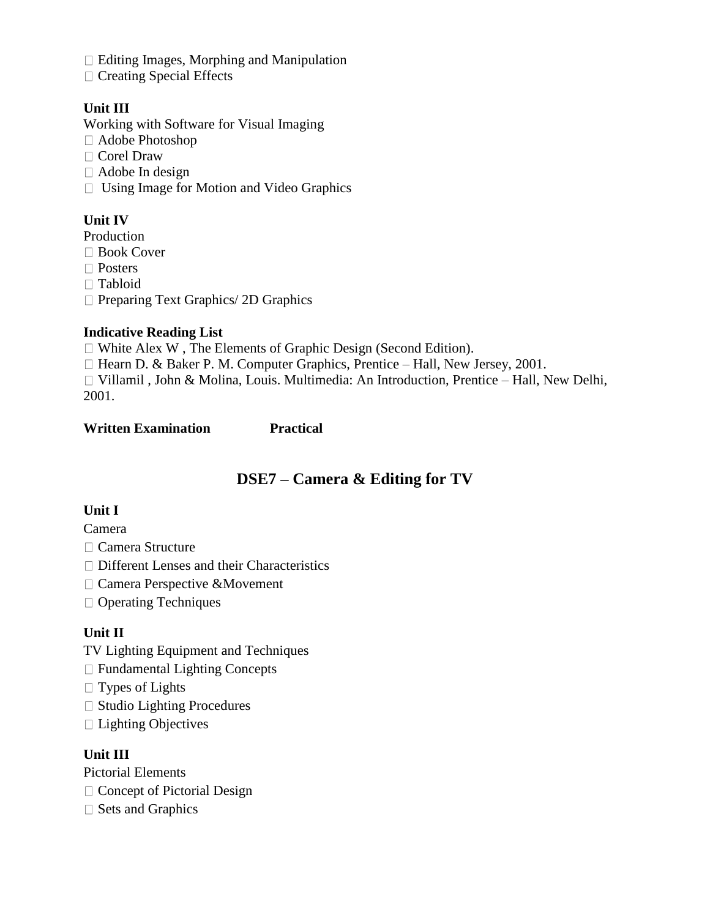- Editing Images, Morphing and Manipulation
- Creating Special Effects

**Unit III**

Working with Software for Visual Imaging

- Adobe Photoshop
- Corel Draw
- Adobe In design
- Using Image for Motion and Video Graphics

**Unit IV**

Production

- Book Cover
- Posters
- Tabloid
- Preparing Text Graphics/ 2D Graphics

**Indicative Reading List**

- White Alex W , The Elements of Graphic Design (Second Edition).
- Hearn D. & Baker P. M. Computer Graphics, Prentice – Hall, New Jersey, 2001.
- Villamil , John & Molina, Louis. Multimedia: An Introduction, Prentice – Hall, New Delhi, 2001.

**Written Examination** **Practical**

## DSE7 – Camera & Editing for TV

**Unit I**

Camera

- Camera Structure
- Different Lenses and their Characteristics
- Camera Perspective &Movement
- Operating Techniques

**Unit II**

TV Lighting Equipment and Techniques

- Fundamental Lighting Concepts
- Types of Lights
- Studio Lighting Procedures
- Lighting Objectives

**Unit III**

Pictorial Elements

- Concept of Pictorial Design
- Sets and Graphics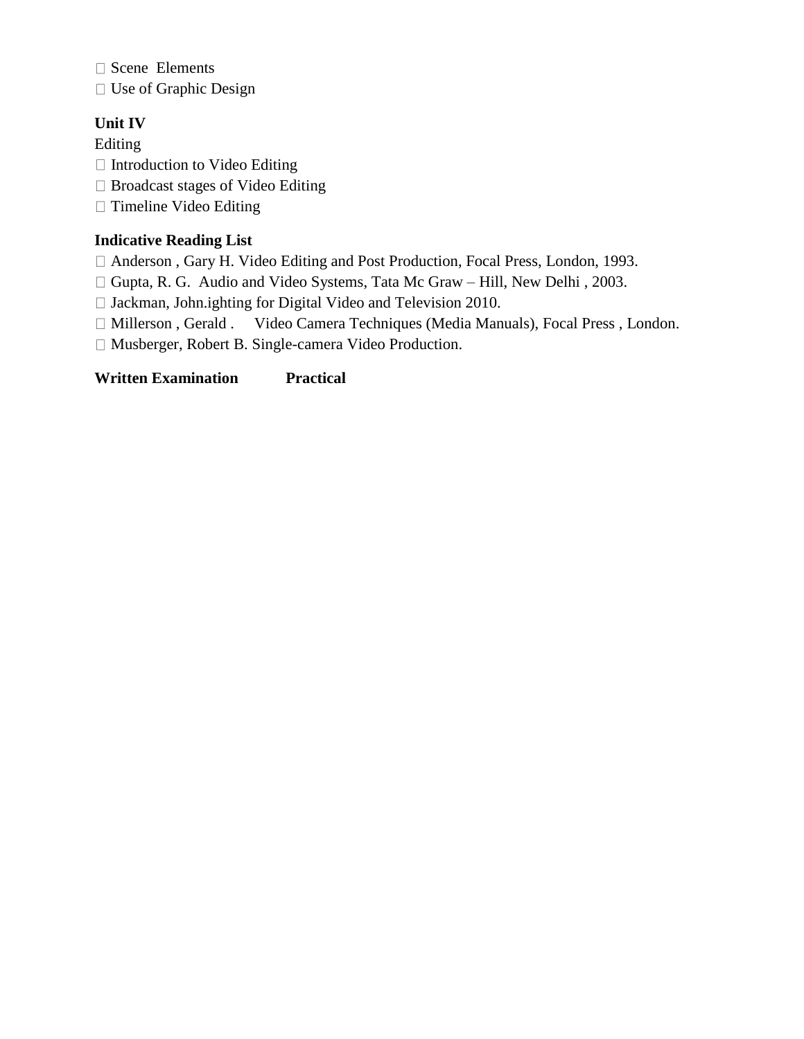- Scene  Elements
- Use of Graphic Design

**Unit IV**

Editing

- Introduction to Video Editing
- Broadcast stages of Video Editing
- Timeline Video Editing

**Indicative Reading List**

- Anderson , Gary H. Video Editing and Post Production, Focal Press, London, 1993.
- Gupta, R. G.  Audio and Video Systems, Tata Mc Graw – Hill, New Delhi , 2003.
- Jackman, John.ighting for Digital Video and Television 2010.
- Millerson , Gerald .     Video Camera Techniques (Media Manuals), Focal Press , London.
- Musberger, Robert B. Single-camera Video Production.

**Written Examination**          **Practical**